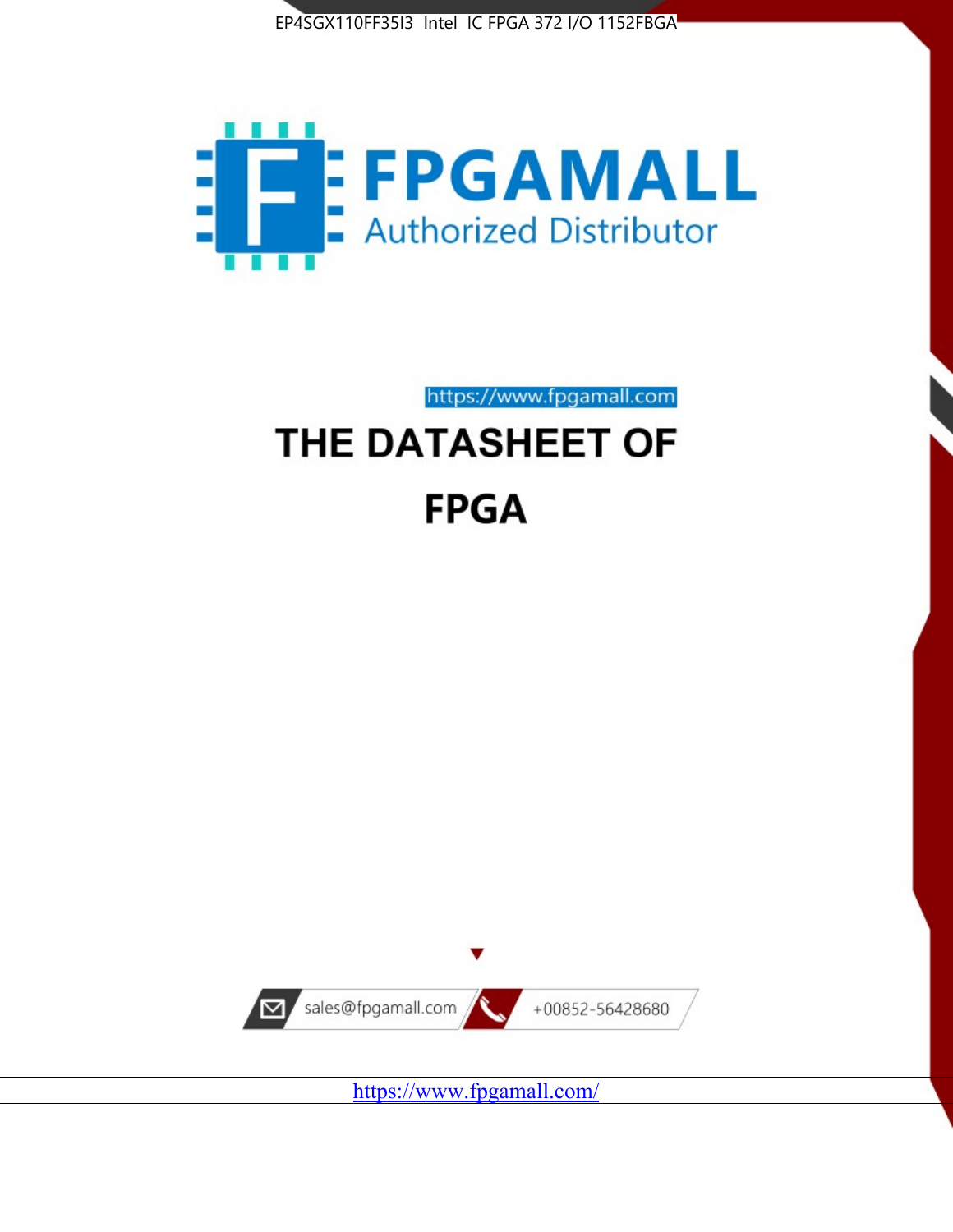EP4SGX110FF35I3 Intel IC FPGA 372 I/O 1152FBGA

FPGAMALL

Authorized Distributor

https://www.fpgamall.com

# THE DATASHEET OF

# FPGA

sales@fpgamall.com

+00852-56428680

https://www.fpgamall.com/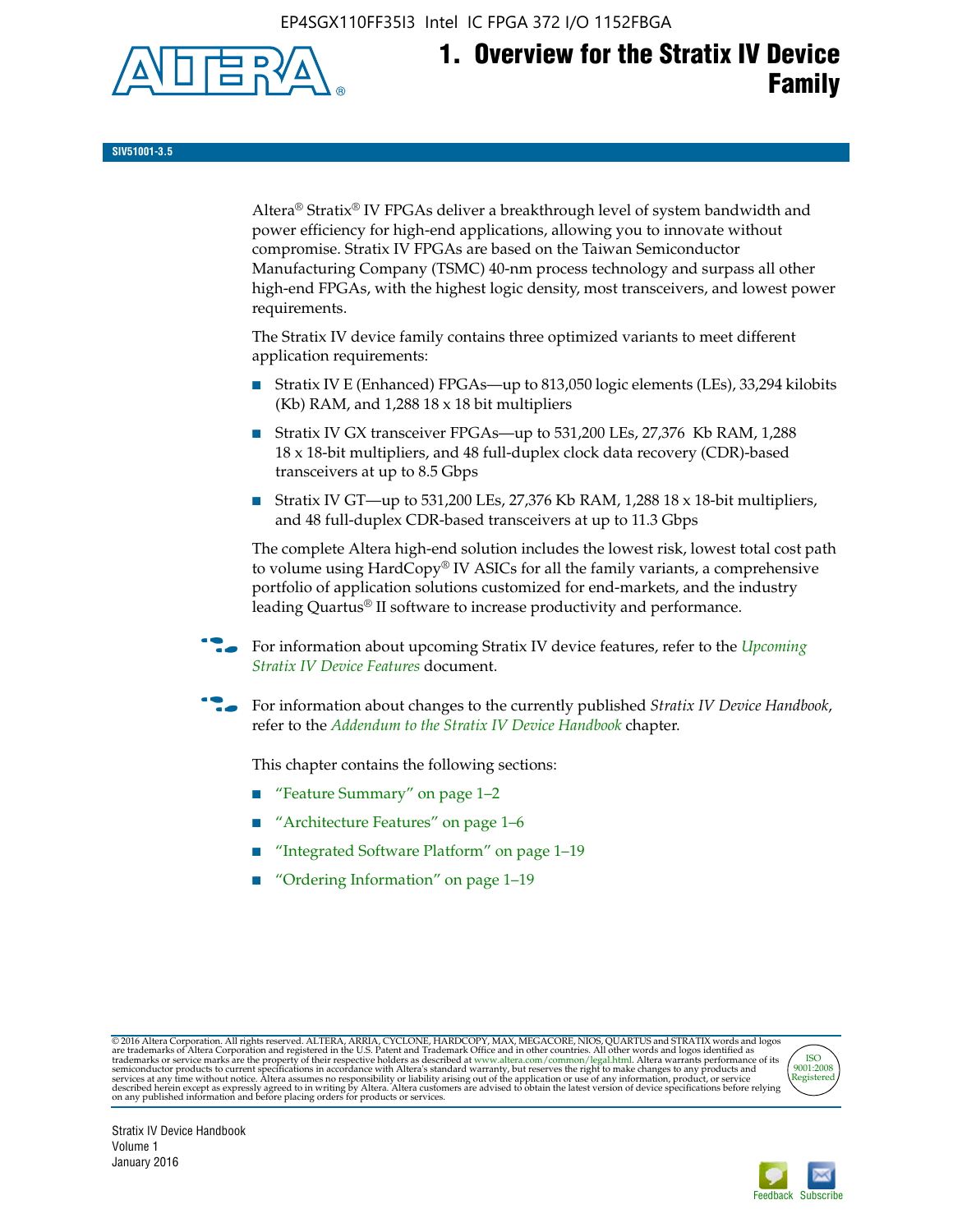# 1. Overview for the Stratix IV Device Family

SIV51001-3.5

Altera® Stratix® IV FPGAs deliver a breakthrough level of system bandwidth and power efficiency for high-end applications, allowing you to innovate without compromise. Stratix IV FPGAs are based on the Taiwan Semiconductor Manufacturing Company (TSMC) 40-nm process technology and surpass all other high-end FPGAs, with the highest logic density, most transceivers, and lowest power requirements.

The Stratix IV device family contains three optimized variants to meet different application requirements:

- Stratix IV E (Enhanced) FPGAs—up to 813,050 logic elements (LEs), 33,294 kilobits (Kb) RAM, and 1,288 18 x 18 bit multipliers
- Stratix IV GX transceiver FPGAs—up to 531,200 LEs, 27,376 Kb RAM, 1,288 18 x 18-bit multipliers, and 48 full-duplex clock data recovery (CDR)-based transceivers at up to 8.5 Gbps
- Stratix IV GT—up to 531,200 LEs, 27,376 Kb RAM, 1,288 18 x 18-bit multipliers, and 48 full-duplex CDR-based transceivers at up to 11.3 Gbps

The complete Altera high-end solution includes the lowest risk, lowest total cost path to volume using HardCopy® IV ASICs for all the family variants, a comprehensive portfolio of application solutions customized for end-markets, and the industry leading Quartus® II software to increase productivity and performance.

For information about upcoming Stratix IV device features, refer to the *Upcoming Stratix IV Device Features* document.

For information about changes to the currently published *Stratix IV Device Handbook*, refer to the *Addendum to the Stratix IV Device Handbook* chapter.

This chapter contains the following sections:

- "Feature Summary" on page 1–2
- "Architecture Features" on page 1–6
- "Integrated Software Platform" on page 1–19
- "Ordering Information" on page 1–19

© 2016 Altera Corporation. All rights reserved. ALTERA, ARRIA, CYCLONE, HARDCOPY, MAX, MEGACORE, NIOS, QUARTUS and STRATIX words and logos are trademarks of Altera Corporation and registered in the U.S. Patent and Trademark Office and in other countries. All other words and logos identified as trademarks or service marks are the property of their respective holders as described at www.altera.com/common/legal.html. Altera warrants performance of its semiconductor products to current specifications in accordance with Altera's standard warranty, but reserves the right to make changes to any products and services at any time without notice. Altera assumes no responsibility or liability arising out of the application or use of any information, product, or service described herein except as expressly agreed to in writing by Altera. Altera customers are advised to obtain the latest version of device specifications before relying on any published information and before placing orders for products or services.

Stratix IV Device Handbook
Volume 1
January 2016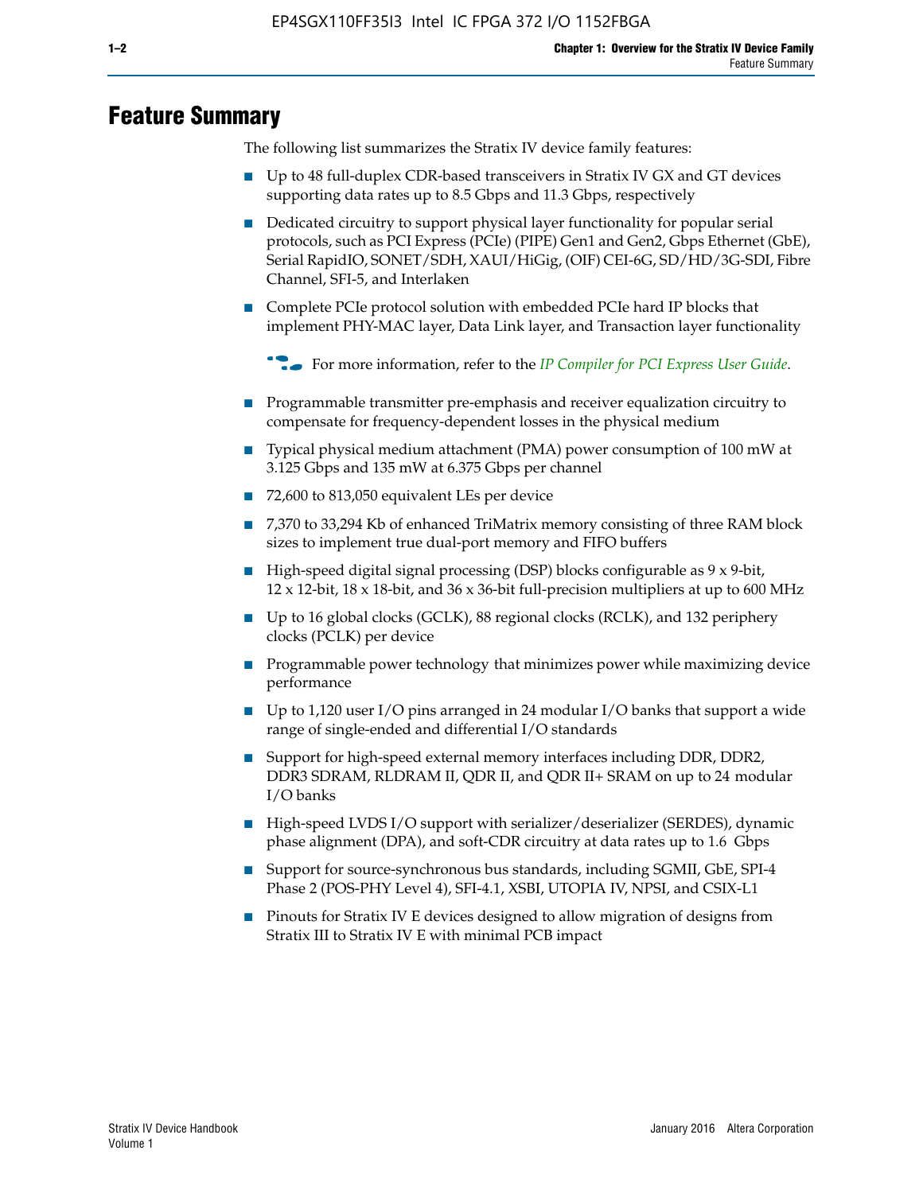# Feature Summary

The following list summarizes the Stratix IV device family features:

- Up to 48 full-duplex CDR-based transceivers in Stratix IV GX and GT devices supporting data rates up to 8.5 Gbps and 11.3 Gbps, respectively
- Dedicated circuitry to support physical layer functionality for popular serial protocols, such as PCI Express (PCIe) (PIPE) Gen1 and Gen2, Gbps Ethernet (GbE), Serial RapidIO, SONET/SDH, XAUI/HiGig, (OIF) CEI-6G, SD/HD/3G-SDI, Fibre Channel, SFI-5, and Interlaken
- Complete PCIe protocol solution with embedded PCIe hard IP blocks that implement PHY-MAC layer, Data Link layer, and Transaction layer functionality

  For more information, refer to the *IP Compiler for PCI Express User Guide*.

- Programmable transmitter pre-emphasis and receiver equalization circuitry to compensate for frequency-dependent losses in the physical medium
- Typical physical medium attachment (PMA) power consumption of 100 mW at 3.125 Gbps and 135 mW at 6.375 Gbps per channel
- 72,600 to 813,050 equivalent LEs per device
- 7,370 to 33,294 Kb of enhanced TriMatrix memory consisting of three RAM block sizes to implement true dual-port memory and FIFO buffers
- High-speed digital signal processing (DSP) blocks configurable as 9 x 9-bit, 12 x 12-bit, 18 x 18-bit, and 36 x 36-bit full-precision multipliers at up to 600 MHz
- Up to 16 global clocks (GCLK), 88 regional clocks (RCLK), and 132 periphery clocks (PCLK) per device
- Programmable power technology that minimizes power while maximizing device performance
- Up to 1,120 user I/O pins arranged in 24 modular I/O banks that support a wide range of single-ended and differential I/O standards
- Support for high-speed external memory interfaces including DDR, DDR2, DDR3 SDRAM, RLDRAM II, QDR II, and QDR II+ SRAM on up to 24 modular I/O banks
- High-speed LVDS I/O support with serializer/deserializer (SERDES), dynamic phase alignment (DPA), and soft-CDR circuitry at data rates up to 1.6 Gbps
- Support for source-synchronous bus standards, including SGMII, GbE, SPI-4 Phase 2 (POS-PHY Level 4), SFI-4.1, XSBI, UTOPIA IV, NPSI, and CSIX-L1
- Pinouts for Stratix IV E devices designed to allow migration of designs from Stratix III to Stratix IV E with minimal PCB impact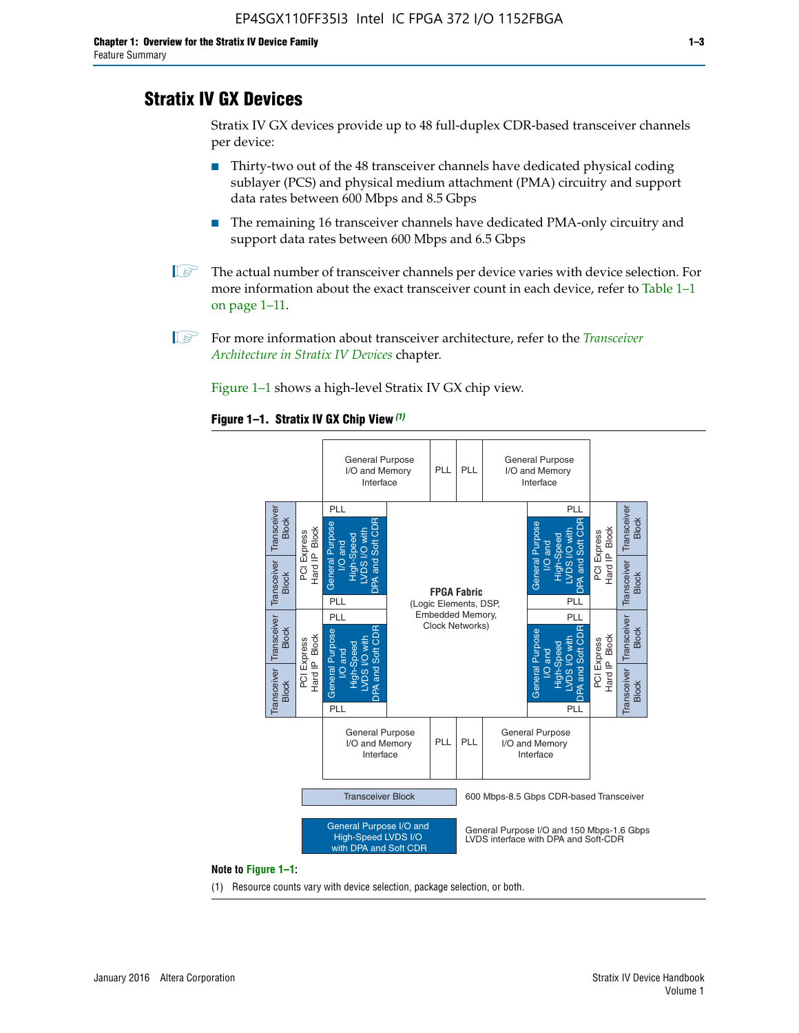## Stratix IV GX Devices

Stratix IV GX devices provide up to 48 full-duplex CDR-based transceiver channels per device:

- Thirty-two out of the 48 transceiver channels have dedicated physical coding sublayer (PCS) and physical medium attachment (PMA) circuitry and support data rates between 600 Mbps and 8.5 Gbps
- The remaining 16 transceiver channels have dedicated PMA-only circuitry and support data rates between 600 Mbps and 6.5 Gbps

The actual number of transceiver channels per device varies with device selection. For more information about the exact transceiver count in each device, refer to Table 1–1 on page 1–11.

For more information about transceiver architecture, refer to the *Transceiver Architecture in Stratix IV Devices* chapter.

Figure 1–1 shows a high-level Stratix IV GX chip view.

**Figure 1–1. Stratix IV GX Chip View** *(1)*

Transceiver Block — 600 Mbps-8.5 Gbps CDR-based Transceiver

General Purpose I/O and High-Speed LVDS I/O with DPA and Soft CDR — General Purpose I/O and 150 Mbps-1.6 Gbps LVDS interface with DPA and Soft-CDR

**Note to Figure 1–1:**

(1) Resource counts vary with device selection, package selection, or both.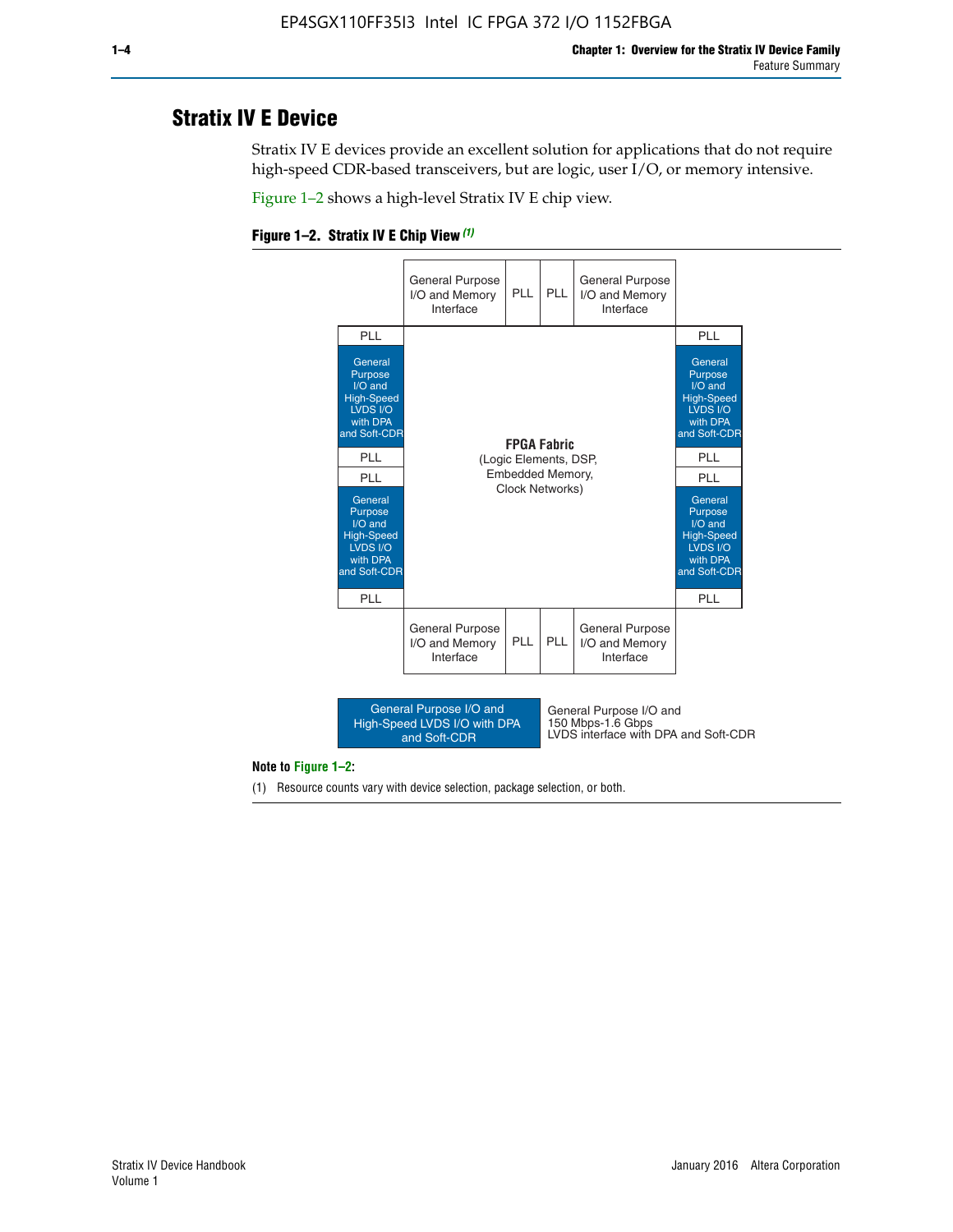## Stratix IV E Device

Stratix IV E devices provide an excellent solution for applications that do not require high-speed CDR-based transceivers, but are logic, user I/O, or memory intensive.

Figure 1–2 shows a high-level Stratix IV E chip view.

**Figure 1–2. Stratix IV E Chip View** *(1)*

| | General Purpose I/O and Memory Interface | PLL | PLL | General Purpose I/O and Memory Interface | |
|---|---|---|---|---|---|
| PLL | | | | | PLL |
| General Purpose I/O and High-Speed LVDS I/O with DPA and Soft-CDR | | | | | General Purpose I/O and High-Speed LVDS I/O with DPA and Soft-CDR |
| PLL | | **FPGA Fabric** (Logic Elements, DSP, Embedded Memory, Clock Networks) | | | PLL |
| PLL | | | | | PLL |
| General Purpose I/O and High-Speed LVDS I/O with DPA and Soft-CDR | | | | | General Purpose I/O and High-Speed LVDS I/O with DPA and Soft-CDR |
| PLL | | | | | PLL |
| | General Purpose I/O and Memory Interface | PLL | PLL | General Purpose I/O and Memory Interface | |

| Legend | Description |
|---|---|
| General Purpose I/O and High-Speed LVDS I/O with DPA and Soft-CDR | General Purpose I/O and 150 Mbps-1.6 Gbps LVDS interface with DPA and Soft-CDR |

**Note to Figure 1–2:**

(1) Resource counts vary with device selection, package selection, or both.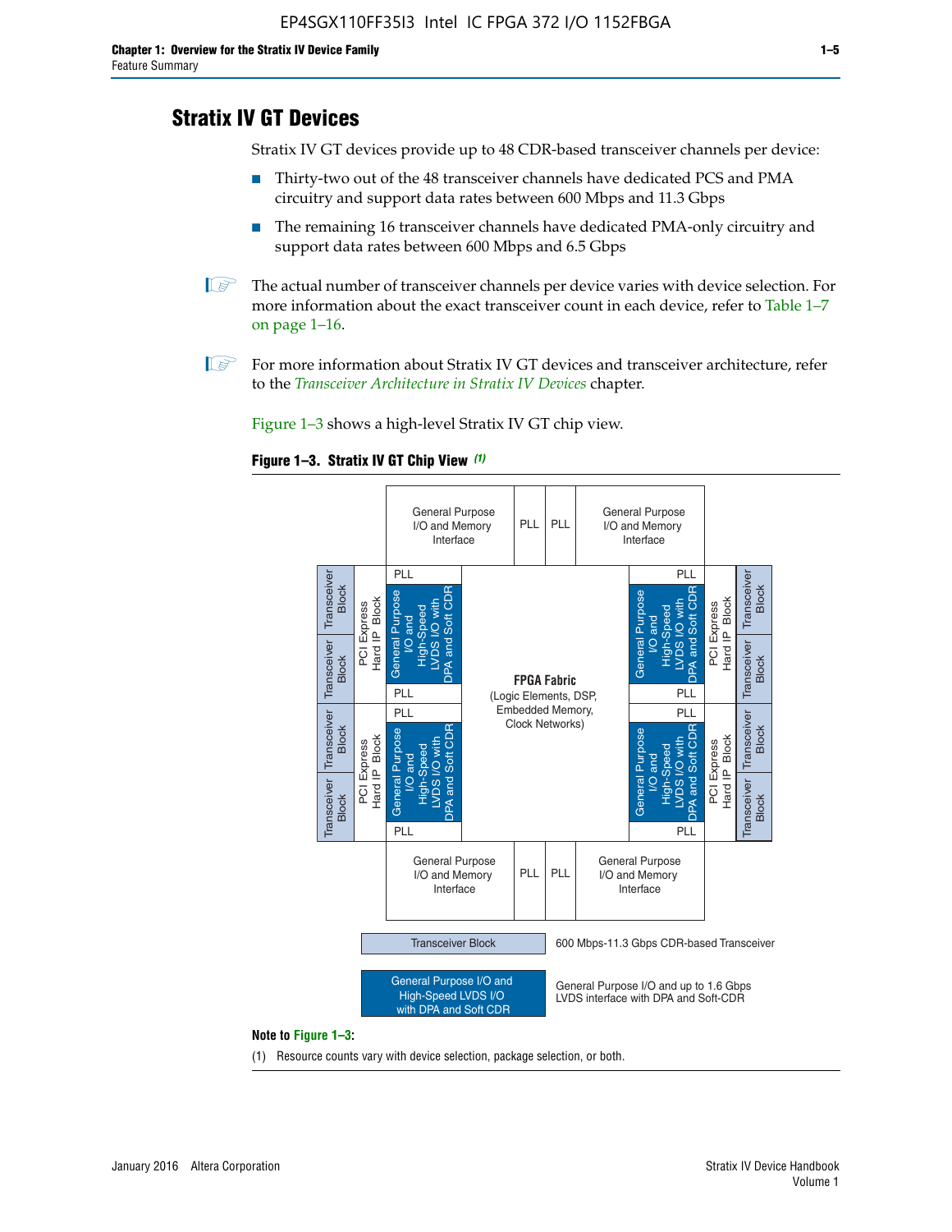## Stratix IV GT Devices

Stratix IV GT devices provide up to 48 CDR-based transceiver channels per device:

- Thirty-two out of the 48 transceiver channels have dedicated PCS and PMA circuitry and support data rates between 600 Mbps and 11.3 Gbps
- The remaining 16 transceiver channels have dedicated PMA-only circuitry and support data rates between 600 Mbps and 6.5 Gbps

The actual number of transceiver channels per device varies with device selection. For more information about the exact transceiver count in each device, refer to Table 1–7 on page 1–16.

For more information about Stratix IV GT devices and transceiver architecture, refer to the *Transceiver Architecture in Stratix IV Devices* chapter.

Figure 1–3 shows a high-level Stratix IV GT chip view.

**Figure 1–3. Stratix IV GT Chip View** *(1)*

General Purpose I/O and Memory Interface | PLL | PLL | General Purpose I/O and Memory Interface

Transceiver Block | Transceiver Block | PCI Express Hard IP Block | PLL | General Purpose I/O and High-Speed LVDS I/O with DPA and Soft CDR | PLL

Transceiver Block | Transceiver Block | PCI Express Hard IP Block | PLL | General Purpose I/O and High-Speed LVDS I/O with DPA and Soft CDR | PLL

**FPGA Fabric** (Logic Elements, DSP, Embedded Memory, Clock Networks)

PLL | General Purpose I/O and High-Speed LVDS I/O with DPA and Soft CDR | PLL | PCI Express Hard IP Block | Transceiver Block | Transceiver Block

PLL | General Purpose I/O and High-Speed LVDS I/O with DPA and Soft CDR | PLL | PCI Express Hard IP Block | Transceiver Block | Transceiver Block

General Purpose I/O and Memory Interface | PLL | PLL | General Purpose I/O and Memory Interface

Transceiver Block — 600 Mbps-11.3 Gbps CDR-based Transceiver

General Purpose I/O and High-Speed LVDS I/O with DPA and Soft CDR — General Purpose I/O and up to 1.6 Gbps LVDS interface with DPA and Soft-CDR

**Note to Figure 1–3:**

(1) Resource counts vary with device selection, package selection, or both.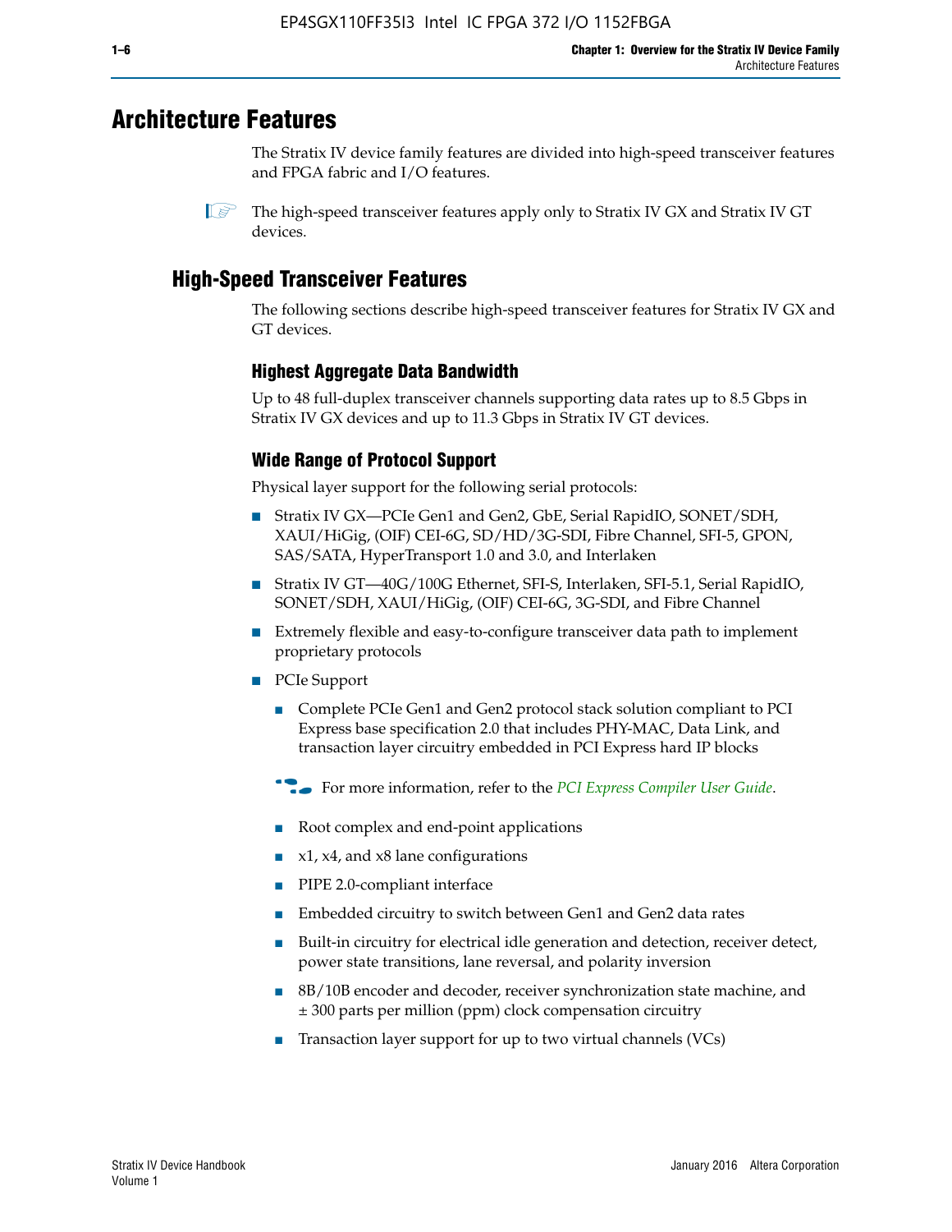# Architecture Features

The Stratix IV device family features are divided into high-speed transceiver features and FPGA fabric and I/O features.

The high-speed transceiver features apply only to Stratix IV GX and Stratix IV GT devices.

## High-Speed Transceiver Features

The following sections describe high-speed transceiver features for Stratix IV GX and GT devices.

### Highest Aggregate Data Bandwidth

Up to 48 full-duplex transceiver channels supporting data rates up to 8.5 Gbps in Stratix IV GX devices and up to 11.3 Gbps in Stratix IV GT devices.

### Wide Range of Protocol Support

Physical layer support for the following serial protocols:

- Stratix IV GX—PCIe Gen1 and Gen2, GbE, Serial RapidIO, SONET/SDH, XAUI/HiGig, (OIF) CEI-6G, SD/HD/3G-SDI, Fibre Channel, SFI-5, GPON, SAS/SATA, HyperTransport 1.0 and 3.0, and Interlaken
- Stratix IV GT—40G/100G Ethernet, SFI-S, Interlaken, SFI-5.1, Serial RapidIO, SONET/SDH, XAUI/HiGig, (OIF) CEI-6G, 3G-SDI, and Fibre Channel
- Extremely flexible and easy-to-configure transceiver data path to implement proprietary protocols
- PCIe Support
  - Complete PCIe Gen1 and Gen2 protocol stack solution compliant to PCI Express base specification 2.0 that includes PHY-MAC, Data Link, and transaction layer circuitry embedded in PCI Express hard IP blocks

  For more information, refer to the *PCI Express Compiler User Guide*.

  - Root complex and end-point applications
  - x1, x4, and x8 lane configurations
  - PIPE 2.0-compliant interface
  - Embedded circuitry to switch between Gen1 and Gen2 data rates
  - Built-in circuitry for electrical idle generation and detection, receiver detect, power state transitions, lane reversal, and polarity inversion
  - 8B/10B encoder and decoder, receiver synchronization state machine, and ± 300 parts per million (ppm) clock compensation circuitry
  - Transaction layer support for up to two virtual channels (VCs)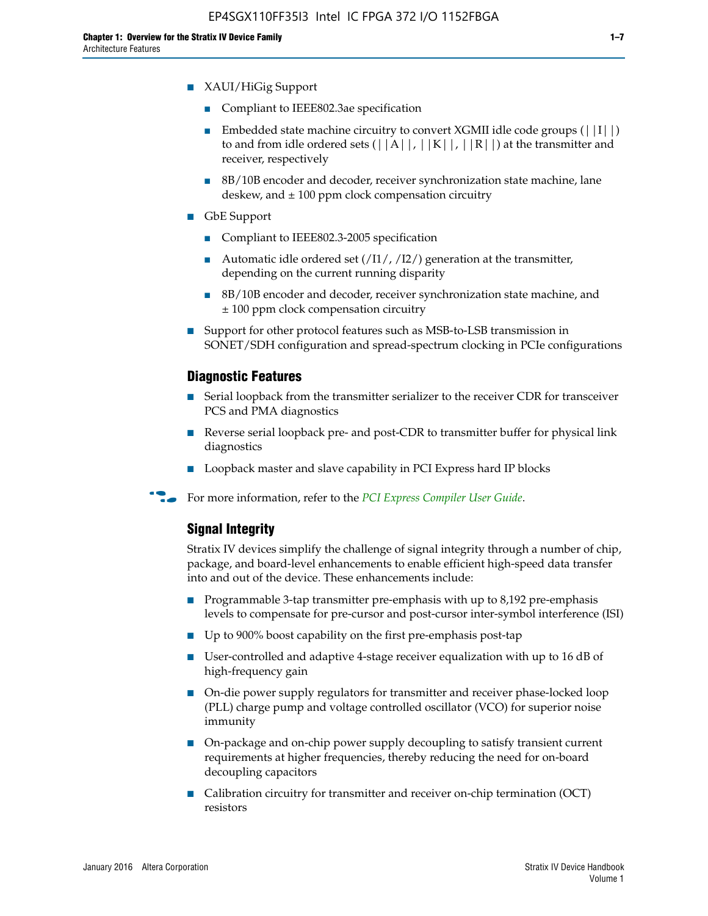- XAUI/HiGig Support
  - Compliant to IEEE802.3ae specification
  - Embedded state machine circuitry to convert XGMII idle code groups (||I||) to and from idle ordered sets (||A||, ||K||, ||R||) at the transmitter and receiver, respectively
  - 8B/10B encoder and decoder, receiver synchronization state machine, lane deskew, and ± 100 ppm clock compensation circuitry
- GbE Support
  - Compliant to IEEE802.3-2005 specification
  - Automatic idle ordered set (/I1/, /I2/) generation at the transmitter, depending on the current running disparity
  - 8B/10B encoder and decoder, receiver synchronization state machine, and ± 100 ppm clock compensation circuitry
- Support for other protocol features such as MSB-to-LSB transmission in SONET/SDH configuration and spread-spectrum clocking in PCIe configurations

### Diagnostic Features

- Serial loopback from the transmitter serializer to the receiver CDR for transceiver PCS and PMA diagnostics
- Reverse serial loopback pre- and post-CDR to transmitter buffer for physical link diagnostics
- Loopback master and slave capability in PCI Express hard IP blocks

For more information, refer to the *PCI Express Compiler User Guide*.

### Signal Integrity

Stratix IV devices simplify the challenge of signal integrity through a number of chip, package, and board-level enhancements to enable efficient high-speed data transfer into and out of the device. These enhancements include:

- Programmable 3-tap transmitter pre-emphasis with up to 8,192 pre-emphasis levels to compensate for pre-cursor and post-cursor inter-symbol interference (ISI)
- Up to 900% boost capability on the first pre-emphasis post-tap
- User-controlled and adaptive 4-stage receiver equalization with up to 16 dB of high-frequency gain
- On-die power supply regulators for transmitter and receiver phase-locked loop (PLL) charge pump and voltage controlled oscillator (VCO) for superior noise immunity
- On-package and on-chip power supply decoupling to satisfy transient current requirements at higher frequencies, thereby reducing the need for on-board decoupling capacitors
- Calibration circuitry for transmitter and receiver on-chip termination (OCT) resistors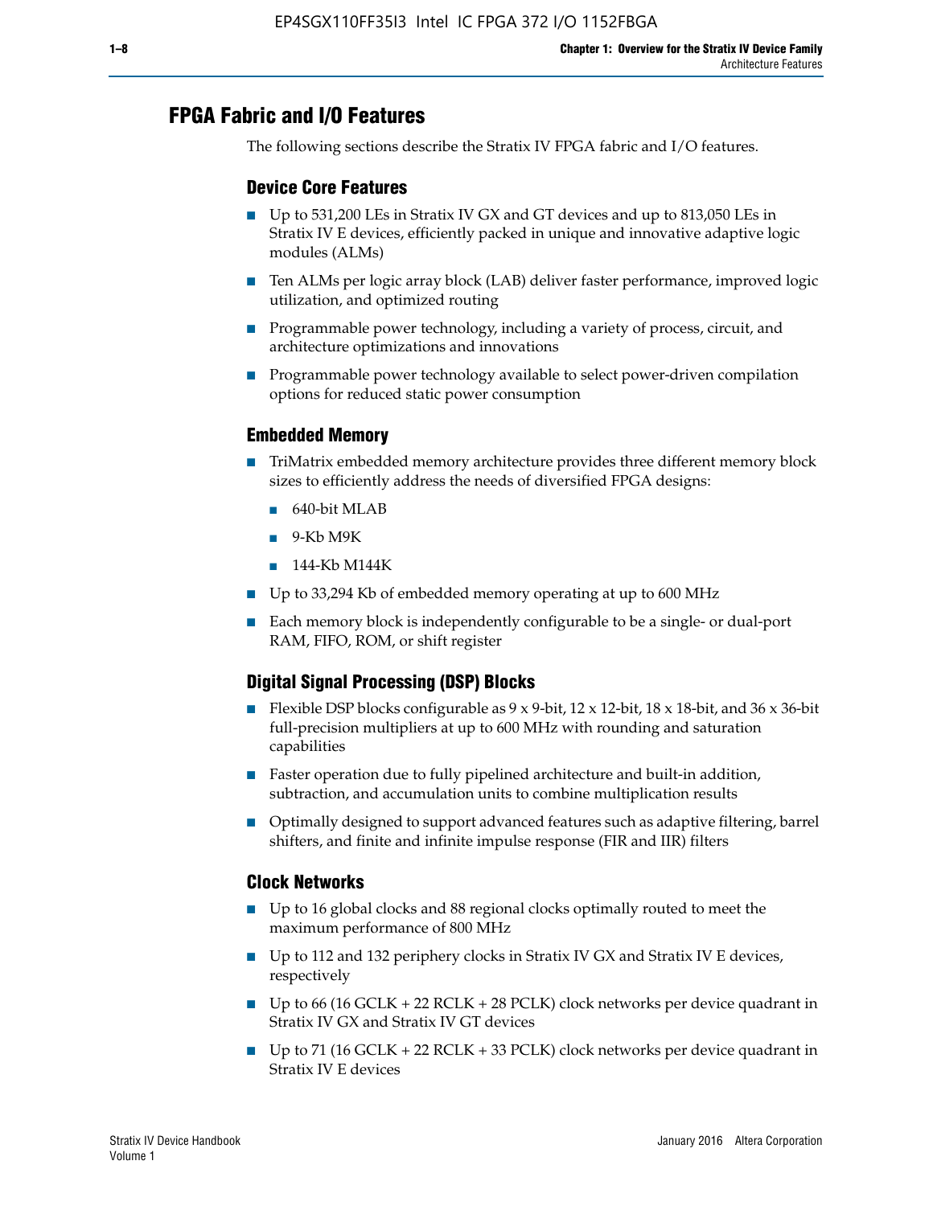## FPGA Fabric and I/O Features

The following sections describe the Stratix IV FPGA fabric and I/O features.

### Device Core Features

- Up to 531,200 LEs in Stratix IV GX and GT devices and up to 813,050 LEs in Stratix IV E devices, efficiently packed in unique and innovative adaptive logic modules (ALMs)
- Ten ALMs per logic array block (LAB) deliver faster performance, improved logic utilization, and optimized routing
- Programmable power technology, including a variety of process, circuit, and architecture optimizations and innovations
- Programmable power technology available to select power-driven compilation options for reduced static power consumption

### Embedded Memory

- TriMatrix embedded memory architecture provides three different memory block sizes to efficiently address the needs of diversified FPGA designs:
  - 640-bit MLAB
  - 9-Kb M9K
  - 144-Kb M144K
- Up to 33,294 Kb of embedded memory operating at up to 600 MHz
- Each memory block is independently configurable to be a single- or dual-port RAM, FIFO, ROM, or shift register

### Digital Signal Processing (DSP) Blocks

- Flexible DSP blocks configurable as 9 x 9-bit, 12 x 12-bit, 18 x 18-bit, and 36 x 36-bit full-precision multipliers at up to 600 MHz with rounding and saturation capabilities
- Faster operation due to fully pipelined architecture and built-in addition, subtraction, and accumulation units to combine multiplication results
- Optimally designed to support advanced features such as adaptive filtering, barrel shifters, and finite and infinite impulse response (FIR and IIR) filters

### Clock Networks

- Up to 16 global clocks and 88 regional clocks optimally routed to meet the maximum performance of 800 MHz
- Up to 112 and 132 periphery clocks in Stratix IV GX and Stratix IV E devices, respectively
- Up to 66 (16 GCLK + 22 RCLK + 28 PCLK) clock networks per device quadrant in Stratix IV GX and Stratix IV GT devices
- Up to 71 (16 GCLK + 22 RCLK + 33 PCLK) clock networks per device quadrant in Stratix IV E devices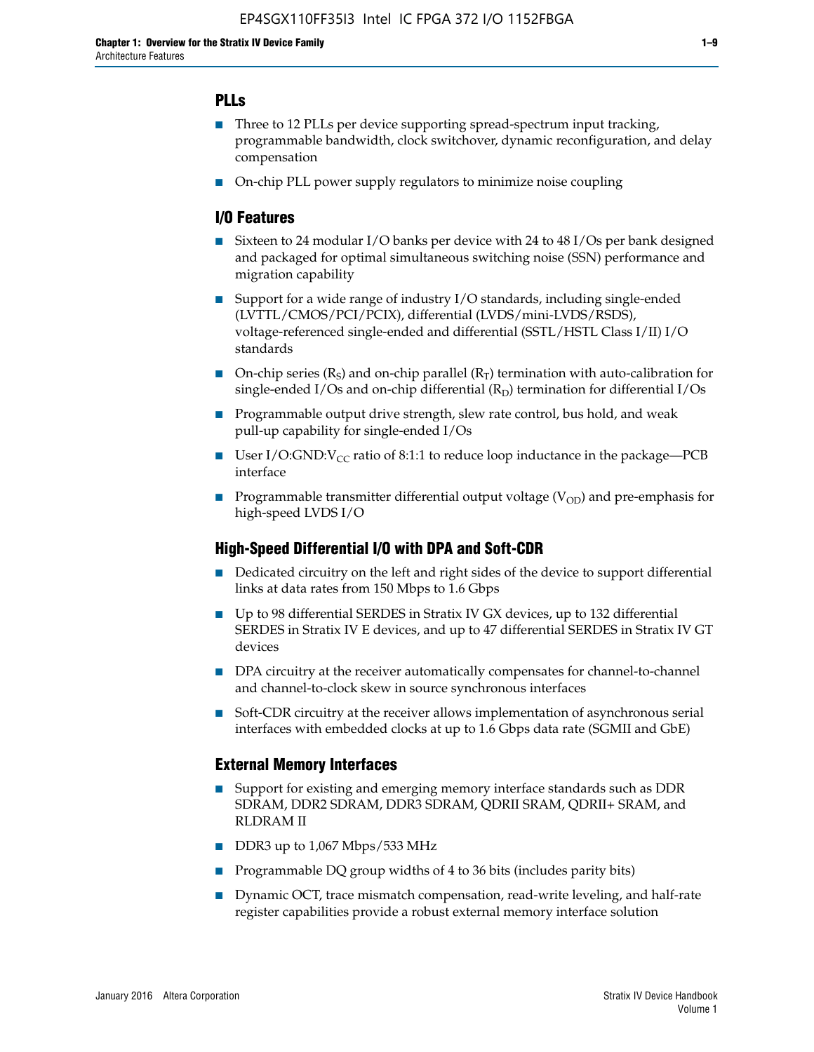### PLLs

- Three to 12 PLLs per device supporting spread-spectrum input tracking, programmable bandwidth, clock switchover, dynamic reconfiguration, and delay compensation
- On-chip PLL power supply regulators to minimize noise coupling

### I/O Features

- Sixteen to 24 modular I/O banks per device with 24 to 48 I/Os per bank designed and packaged for optimal simultaneous switching noise (SSN) performance and migration capability
- Support for a wide range of industry I/O standards, including single-ended (LVTTL/CMOS/PCI/PCIX), differential (LVDS/mini-LVDS/RSDS), voltage-referenced single-ended and differential (SSTL/HSTL Class I/II) I/O standards
- On-chip series ($R_S$) and on-chip parallel ($R_T$) termination with auto-calibration for single-ended I/Os and on-chip differential ($R_D$) termination for differential I/Os
- Programmable output drive strength, slew rate control, bus hold, and weak pull-up capability for single-ended I/Os
- User I/O:GND:$V_{CC}$ ratio of 8:1:1 to reduce loop inductance in the package—PCB interface
- Programmable transmitter differential output voltage ($V_{OD}$) and pre-emphasis for high-speed LVDS I/O

### High-Speed Differential I/O with DPA and Soft-CDR

- Dedicated circuitry on the left and right sides of the device to support differential links at data rates from 150 Mbps to 1.6 Gbps
- Up to 98 differential SERDES in Stratix IV GX devices, up to 132 differential SERDES in Stratix IV E devices, and up to 47 differential SERDES in Stratix IV GT devices
- DPA circuitry at the receiver automatically compensates for channel-to-channel and channel-to-clock skew in source synchronous interfaces
- Soft-CDR circuitry at the receiver allows implementation of asynchronous serial interfaces with embedded clocks at up to 1.6 Gbps data rate (SGMII and GbE)

### External Memory Interfaces

- Support for existing and emerging memory interface standards such as DDR SDRAM, DDR2 SDRAM, DDR3 SDRAM, QDRII SRAM, QDRII+ SRAM, and RLDRAM II
- DDR3 up to 1,067 Mbps/533 MHz
- Programmable DQ group widths of 4 to 36 bits (includes parity bits)
- Dynamic OCT, trace mismatch compensation, read-write leveling, and half-rate register capabilities provide a robust external memory interface solution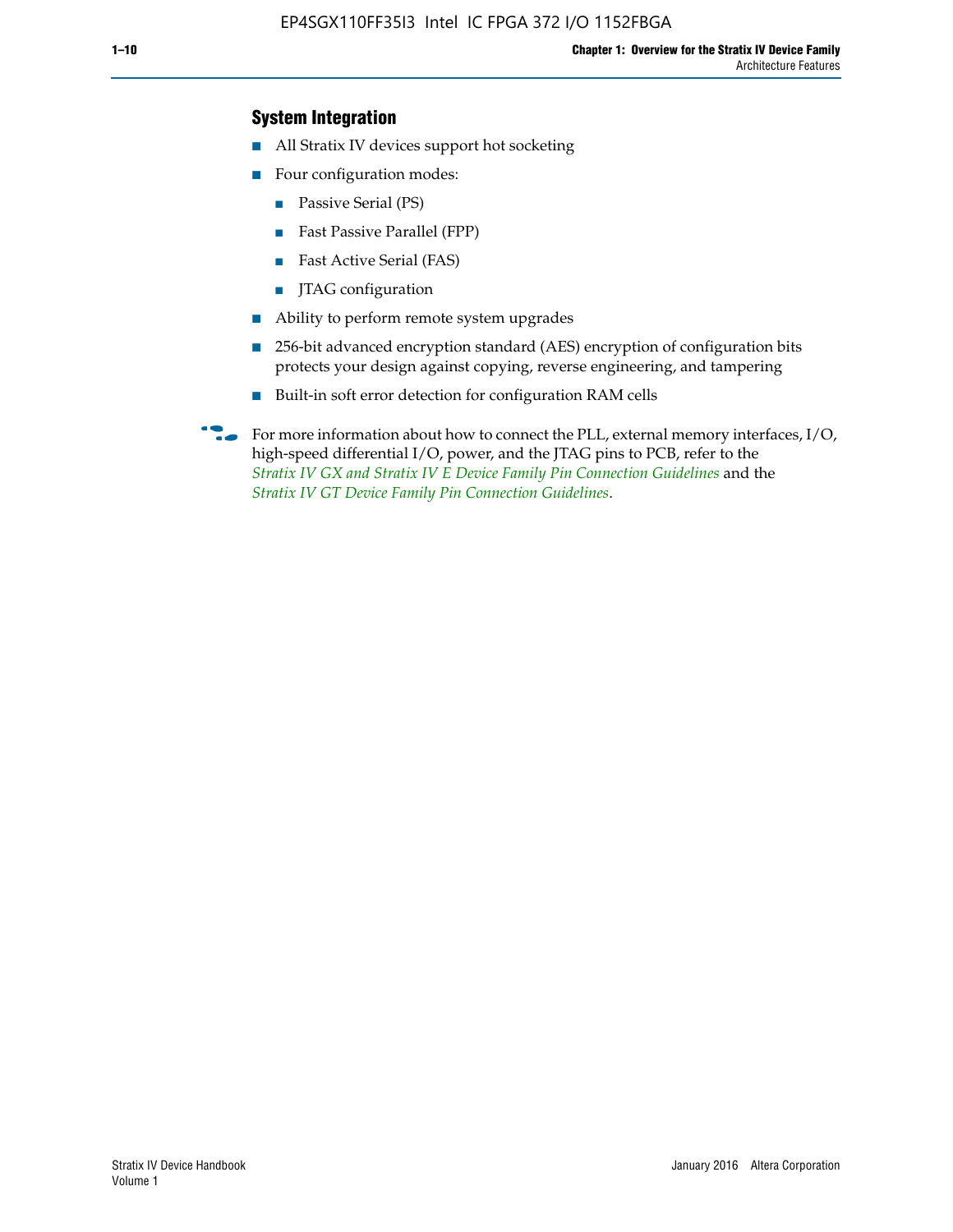### System Integration

- All Stratix IV devices support hot socketing
- Four configuration modes:
  - Passive Serial (PS)
  - Fast Passive Parallel (FPP)
  - Fast Active Serial (FAS)
  - JTAG configuration
- Ability to perform remote system upgrades
- 256-bit advanced encryption standard (AES) encryption of configuration bits protects your design against copying, reverse engineering, and tampering
- Built-in soft error detection for configuration RAM cells

For more information about how to connect the PLL, external memory interfaces, I/O, high-speed differential I/O, power, and the JTAG pins to PCB, refer to the *Stratix IV GX and Stratix IV E Device Family Pin Connection Guidelines* and the *Stratix IV GT Device Family Pin Connection Guidelines*.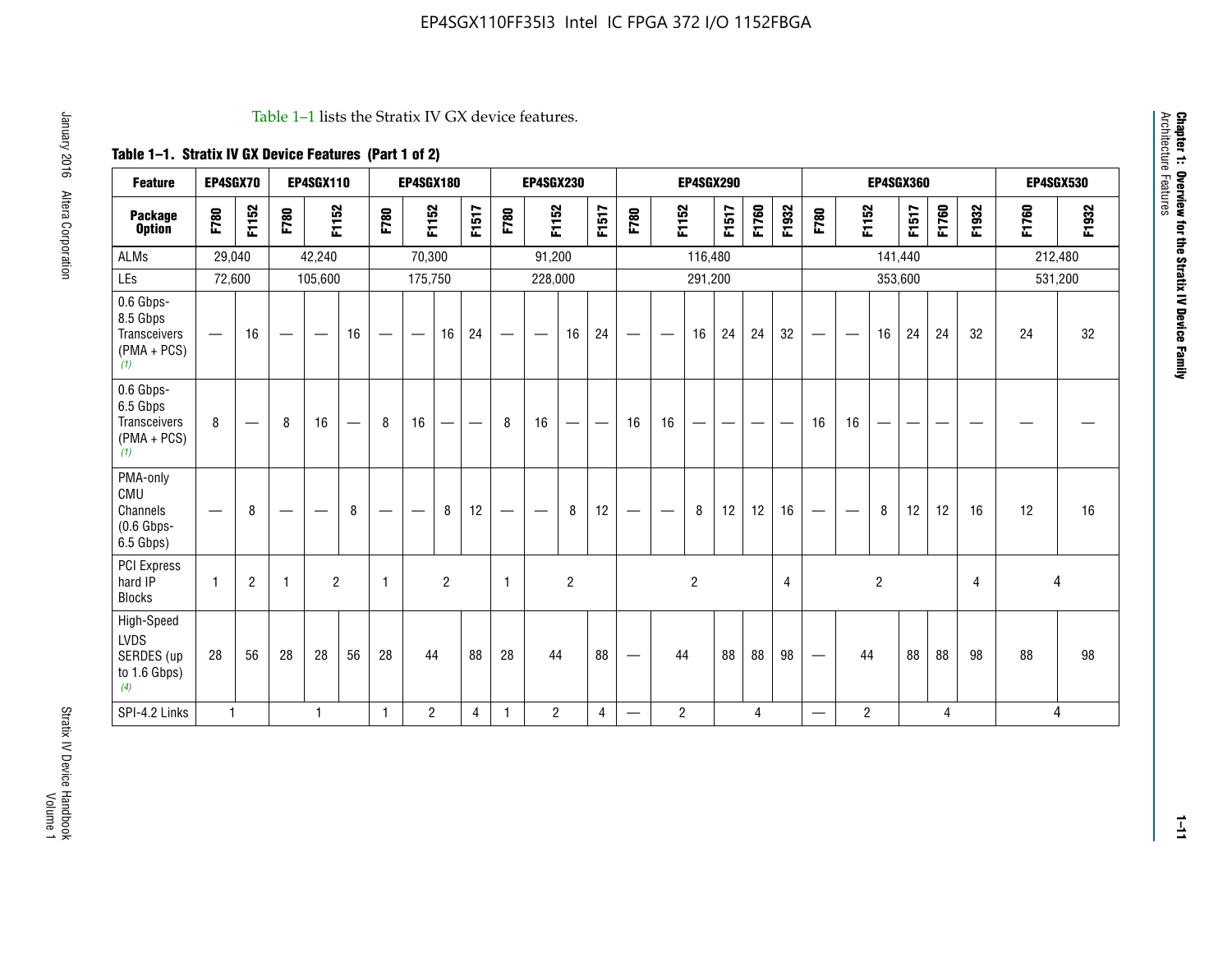Table 1–1 lists the Stratix IV GX device features.

**Table 1–1. Stratix IV GX Device Features (Part 1 of 2)**

| Feature | EP4SGX70 | | EP4SGX110 | | | EP4SGX180 | | | | EP4SGX230 | | | | EP4SGX290 | | | | | | EP4SGX360 | | | | | | EP4SGX530 | |
|---|---|---|---|---|---|---|---|---|---|---|---|---|---|---|---|---|---|---|---|---|---|---|---|---|---|---|---|
| **Package Option** | F780 | F1152 | F780 | F1152 | | F780 | F1152 | | F1517 | F780 | F1152 | | F1517 | F780 | F1152 | | F1517 | F1760 | F1932 | F780 | F1152 | | F1517 | F1760 | F1932 | F1760 | F1932 |
| ALMs | 29,040 | | 42,240 | | | 70,300 | | | | 91,200 | | | | 116,480 | | | | | | 141,440 | | | | | | 212,480 | |
| LEs | 72,600 | | 105,600 | | | 175,750 | | | | 228,000 | | | | 291,200 | | | | | | 353,600 | | | | | | 531,200 | |
| 0.6 Gbps-8.5 Gbps Transceivers (PMA + PCS) (1) | — | 16 | — | — | 16 | — | — | 16 | 24 | — | — | 16 | 24 | — | — | 16 | 24 | 24 | 32 | — | — | 16 | 24 | 24 | 32 | 24 | 32 |
| 0.6 Gbps-6.5 Gbps Transceivers (PMA + PCS) (1) | 8 | — | 8 | 16 | — | 8 | 16 | — | — | 8 | 16 | — | — | 16 | 16 | — | — | — | — | 16 | 16 | — | — | — | — | — | — |
| PMA-only CMU Channels (0.6 Gbps-6.5 Gbps) | — | 8 | — | — | 8 | — | — | 8 | 12 | — | — | 8 | 12 | — | — | 8 | 12 | 12 | 16 | — | — | 8 | 12 | 12 | 16 | 12 | 16 |
| PCI Express hard IP Blocks | 1 | 2 | 1 | 2 | | 1 | 2 | | | 1 | 2 | | | 2 | | | | | 4 | 2 | | | | | 4 | 4 | |
| High-Speed LVDS SERDES (up to 1.6 Gbps) (4) | 28 | 56 | 28 | 28 | 56 | 28 | 44 | | 88 | 28 | 44 | | 88 | — | 44 | | 88 | 88 | 98 | — | 44 | | 88 | 88 | 98 | 88 | 98 |
| SPI-4.2 Links | 1 | | 1 | | | 1 | 2 | | 4 | 1 | 2 | | 4 | — | 2 | | 4 | | | — | 2 | | 4 | | | 4 | |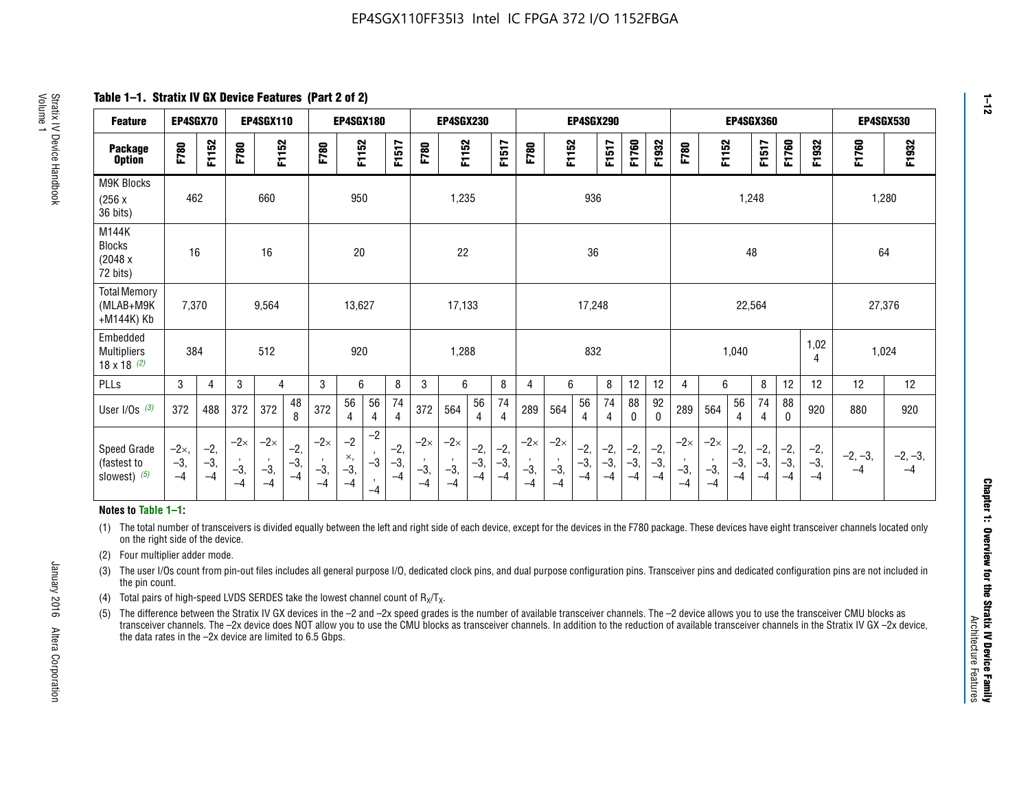EP4SGX110FF35I3 Intel IC FPGA 372 I/O 1152FBGA

**Table 1–1. Stratix IV GX Device Features (Part 2 of 2)**

| Feature | EP4SGX70 | | EP4SGX110 | | | EP4SGX180 | | | | EP4SGX230 | | | | EP4SGX290 | | | | | | EP4SGX360 | | | | | | EP4SGX530 | |
|---|---|---|---|---|---|---|---|---|---|---|---|---|---|---|---|---|---|---|---|---|---|---|---|---|---|---|---|
| Package Option | F780 | F1152 | F780 | F1152 | | F780 | F1152 | | F1517 | F780 | F1152 | | F1517 | F780 | F1152 | | F1517 | F1760 | F1932 | F780 | F1152 | | F1517 | F1760 | F1932 | F1760 | F1932 |
| M9K Blocks (256 x 36 bits) | 462 | | 660 | | | 950 | | | | 1,235 | | | | 936 | | | | | | 1,248 | | | | | | 1,280 | |
| M144K Blocks (2048 x 72 bits) | 16 | | 16 | | | 20 | | | | 22 | | | | 36 | | | | | | 48 | | | | | | 64 | |
| Total Memory (MLAB+M9K +M144K) Kb | 7,370 | | 9,564 | | | 13,627 | | | | 17,133 | | | | 17,248 | | | | | | 22,564 | | | | | | 27,376 | |
| Embedded Multipliers 18 x 18 (2) | 384 | | 512 | | | 920 | | | | 1,288 | | | | 832 | | | | | | 1,040 | | | | | 1,024 | 1,024 | |
| PLLs | 3 | 4 | 3 | 4 | | 3 | 6 | | 8 | 3 | 6 | | 8 | 4 | 6 | | 8 | 12 | 12 | 4 | 6 | | 8 | 12 | 12 | 12 | 12 |
| User I/Os (3) | 372 | 488 | 372 | 372 | 488 | 372 | 564 | 564 | 744 | 372 | 564 | 564 | 744 | 289 | 564 | 564 | 744 | 880 | 920 | 289 | 564 | 564 | 744 | 880 | 920 | 880 | 920 |
| Speed Grade (fastest to slowest) (5) | –2×, –3, –4 | –2, –3, –4 | –2×, –3, –4 | –2×, –3, –4 | –2, –3, –4 | –2×, –3, –4 | –2×, –3, –4 | –2, –3, –4 | –2, –3, –4 | –2×, –3, –4 | –2×, –3, –4 | –2, –3, –4 | –2, –3, –4 | –2×, –3, –4 | –2×, –3, –4 | –2, –3, –4 | –2, –3, –4 | –2, –3, –4 | –2, –3, –4 | –2×, –3, –4 | –2×, –3, –4 | –2, –3, –4 | –2, –3, –4 | –2, –3, –4 | –2, –3, –4 | –2, –3, –4 | –2, –3, –4 |

**Notes to Table 1–1:**

(1) The total number of transceivers is divided equally between the left and right side of each device, except for the devices in the F780 package. These devices have eight transceiver channels located only on the right side of the device.

(2) Four multiplier adder mode.

(3) The user I/Os count from pin-out files includes all general purpose I/O, dedicated clock pins, and dual purpose configuration pins. Transceiver pins and dedicated configuration pins are not included in the pin count.

(4) Total pairs of high-speed LVDS SERDES take the lowest channel count of $R_X/T_X$.

(5) The difference between the Stratix IV GX devices in the –2 and –2x speed grades is the number of available transceiver channels. The –2 device allows you to use the transceiver CMU blocks as transceiver channels. The –2x device does NOT allow you to use the CMU blocks as transceiver channels. In addition to the reduction of available transceiver channels in the Stratix IV GX –2x device, the data rates in the –2x device are limited to 6.5 Gbps.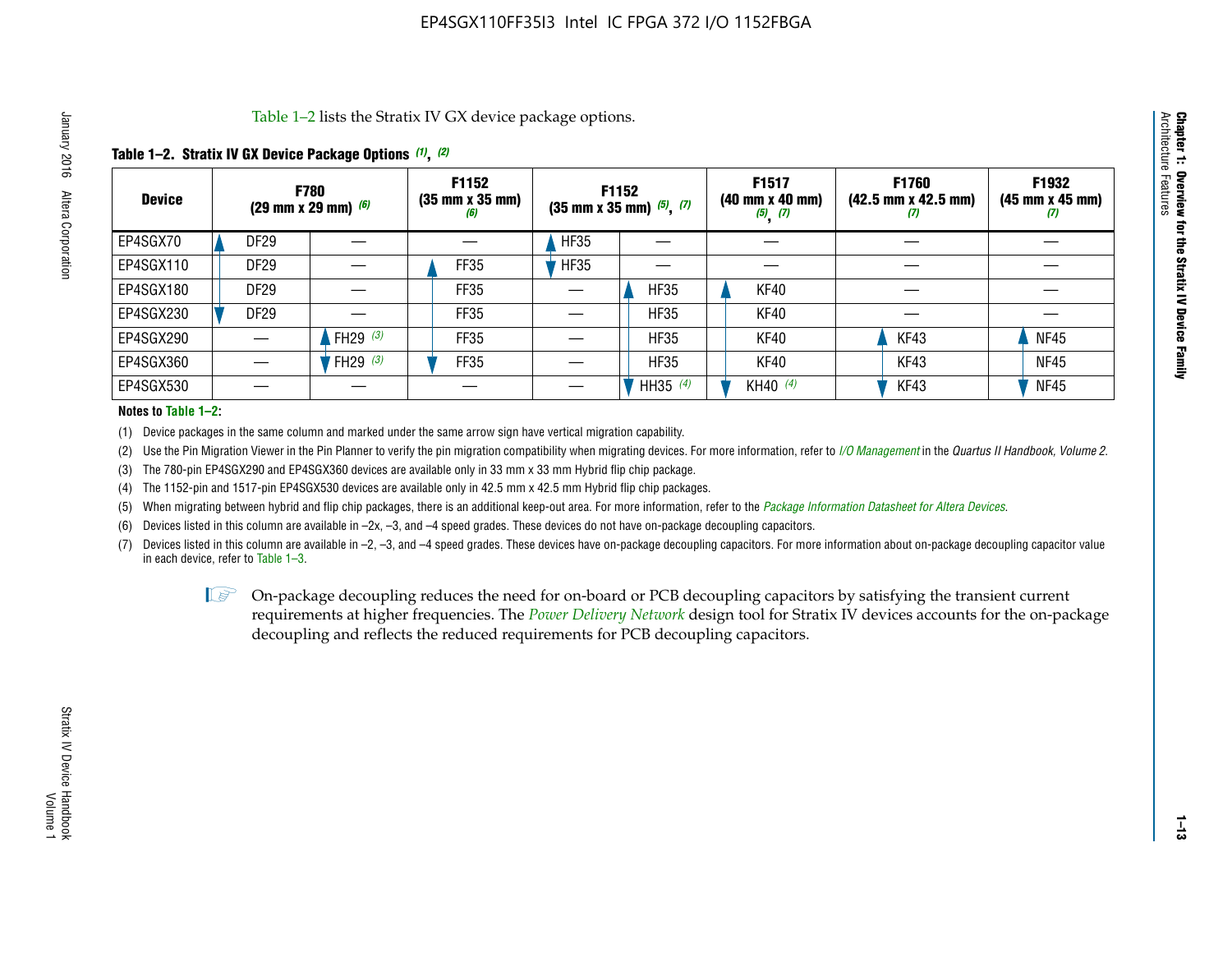Table 1–2 lists the Stratix IV GX device package options.

**Table 1–2. Stratix IV GX Device Package Options (1), (2)**

| Device | F780 (29 mm x 29 mm) (6) | | F1152 (35 mm x 35 mm) (6) | F1152 (35 mm x 35 mm) (5), (7) | | F1517 (40 mm x 40 mm) (5), (7) | F1760 (42.5 mm x 42.5 mm) (7) | F1932 (45 mm x 45 mm) (7) |
|---|---|---|---|---|---|---|---|---|
| EP4SGX70 | DF29 | — | — | HF35 | — | — | — | — |
| EP4SGX110 | DF29 | — | FF35 | HF35 | — | — | — | — |
| EP4SGX180 | DF29 | — | FF35 | — | HF35 | KF40 | — | — |
| EP4SGX230 | DF29 | — | FF35 | — | HF35 | KF40 | — | — |
| EP4SGX290 | — | FH29 (3) | FF35 | — | HF35 | KF40 | KF43 | NF45 |
| EP4SGX360 | — | FH29 (3) | FF35 | — | HF35 | KF40 | KF43 | NF45 |
| EP4SGX530 | — | — | — | — | HH35 (4) | KH40 (4) | KF43 | NF45 |

**Notes to Table 1–2:**

(1) Device packages in the same column and marked under the same arrow sign have vertical migration capability.

(2) Use the Pin Migration Viewer in the Pin Planner to verify the pin migration compatibility when migrating devices. For more information, refer to *I/O Management* in the *Quartus II Handbook, Volume 2*.

(3) The 780-pin EP4SGX290 and EP4SGX360 devices are available only in 33 mm x 33 mm Hybrid flip chip package.

(4) The 1152-pin and 1517-pin EP4SGX530 devices are available only in 42.5 mm x 42.5 mm Hybrid flip chip packages.

(5) When migrating between hybrid and flip chip packages, there is an additional keep-out area. For more information, refer to the *Package Information Datasheet for Altera Devices*.

(6) Devices listed in this column are available in –2x, –3, and –4 speed grades. These devices do not have on-package decoupling capacitors.

(7) Devices listed in this column are available in –2, –3, and –4 speed grades. These devices have on-package decoupling capacitors. For more information about on-package decoupling capacitor value in each device, refer to Table 1–3.

On-package decoupling reduces the need for on-board or PCB decoupling capacitors by satisfying the transient current requirements at higher frequencies. The *Power Delivery Network* design tool for Stratix IV devices accounts for the on-package decoupling and reflects the reduced requirements for PCB decoupling capacitors.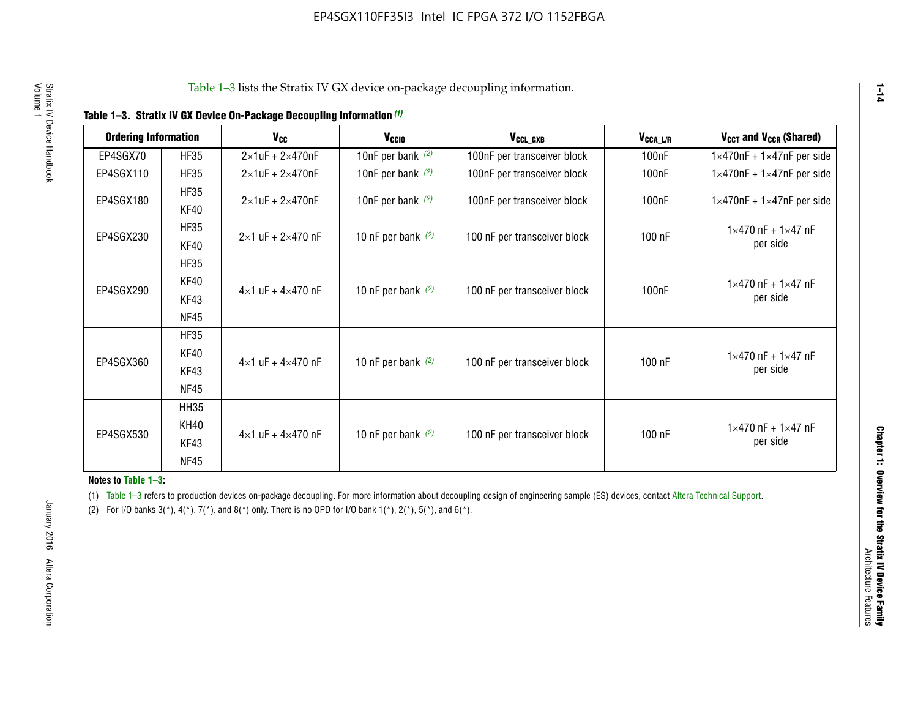Table 1–3 lists the Stratix IV GX device on-package decoupling information.

**Table 1–3. Stratix IV GX Device On-Package Decoupling Information (1)**

| Ordering Information | | $V_{CC}$ | $V_{CCIO}$ | $V_{CCL\_GXB}$ | $V_{CCA\_L/R}$ | $V_{CCT}$ and $V_{CCR}$ (Shared) |
|---|---|---|---|---|---|---|
| EP4SGX70 | HF35 | 2×1uF + 2×470nF | 10nF per bank (2) | 100nF per transceiver block | 100nF | 1×470nF + 1×47nF per side |
| EP4SGX110 | HF35 | 2×1uF + 2×470nF | 10nF per bank (2) | 100nF per transceiver block | 100nF | 1×470nF + 1×47nF per side |
| EP4SGX180 | HF35<br>KF40 | 2×1uF + 2×470nF | 10nF per bank (2) | 100nF per transceiver block | 100nF | 1×470nF + 1×47nF per side |
| EP4SGX230 | HF35<br>KF40 | 2×1 uF + 2×470 nF | 10 nF per bank (2) | 100 nF per transceiver block | 100 nF | 1×470 nF + 1×47 nF per side |
| EP4SGX290 | HF35<br>KF40<br>KF43<br>NF45 | 4×1 uF + 4×470 nF | 10 nF per bank (2) | 100 nF per transceiver block | 100nF | 1×470 nF + 1×47 nF per side |
| EP4SGX360 | HF35<br>KF40<br>KF43<br>NF45 | 4×1 uF + 4×470 nF | 10 nF per bank (2) | 100 nF per transceiver block | 100 nF | 1×470 nF + 1×47 nF per side |
| EP4SGX530 | HH35<br>KH40<br>KF43<br>NF45 | 4×1 uF + 4×470 nF | 10 nF per bank (2) | 100 nF per transceiver block | 100 nF | 1×470 nF + 1×47 nF per side |

**Notes to Table 1–3:**

(1) Table 1–3 refers to production devices on-package decoupling. For more information about decoupling design of engineering sample (ES) devices, contact Altera Technical Support.

(2) For I/O banks 3(*), 4(*), 7(*), and 8(*) only. There is no OPD for I/O bank 1(*), 2(*), 5(*), and 6(*).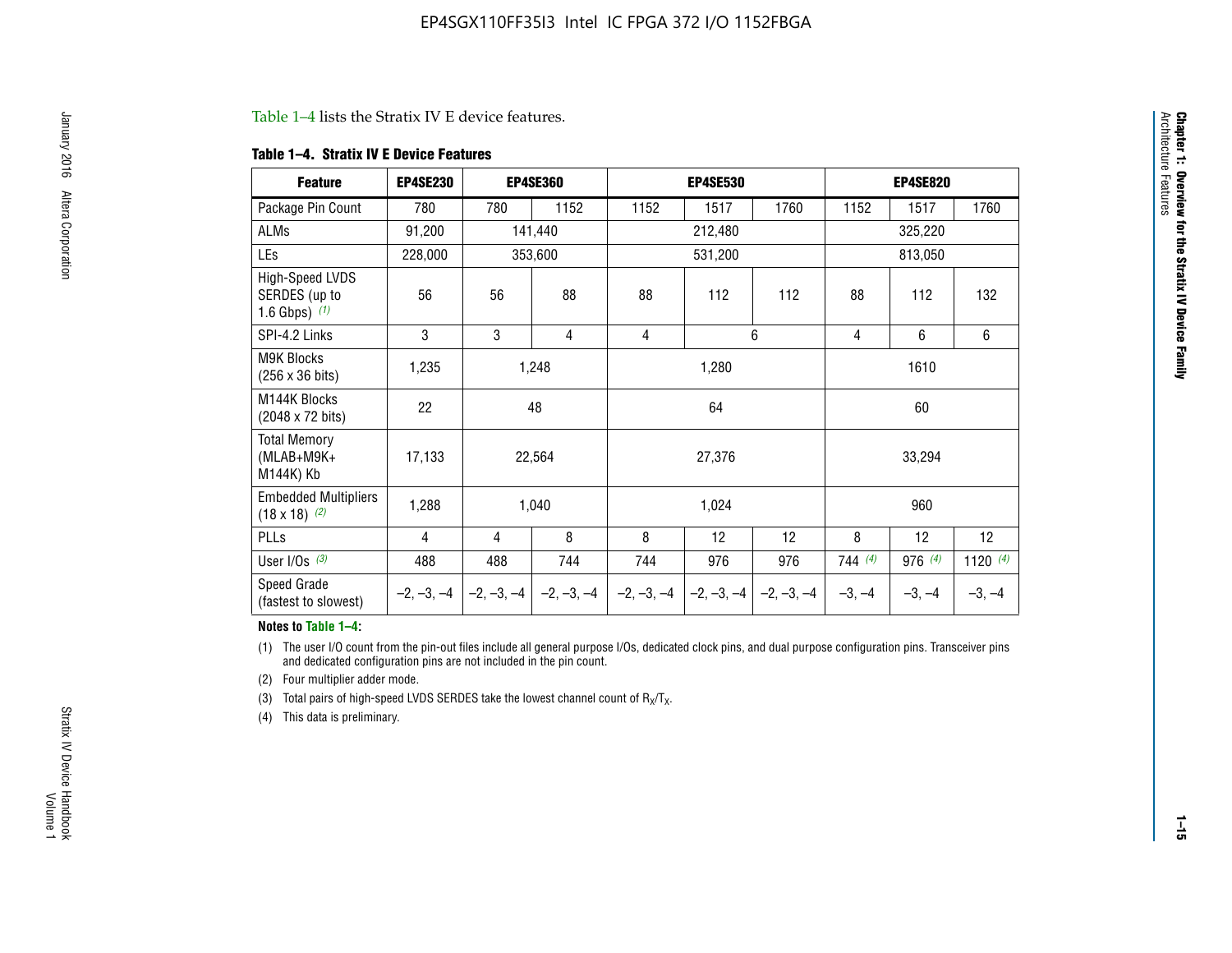Table 1–4 lists the Stratix IV E device features.

**Table 1–4. Stratix IV E Device Features**

| Feature | EP4SE230 | EP4SE360 | | EP4SE530 | | | EP4SE820 | | |
|---|---|---|---|---|---|---|---|---|---|
| Package Pin Count | 780 | 780 | 1152 | 1152 | 1517 | 1760 | 1152 | 1517 | 1760 |
| ALMs | 91,200 | 141,440 | | 212,480 | | | 325,220 | | |
| LEs | 228,000 | 353,600 | | 531,200 | | | 813,050 | | |
| High-Speed LVDS SERDES (up to 1.6 Gbps) (1) | 56 | 56 | 88 | 88 | 112 | 112 | 88 | 112 | 132 |
| SPI-4.2 Links | 3 | 3 | 4 | 4 | 6 | | 4 | 6 | 6 |
| M9K Blocks (256 x 36 bits) | 1,235 | 1,248 | | 1,280 | | | 1610 | | |
| M144K Blocks (2048 x 72 bits) | 22 | 48 | | 64 | | | 60 | | |
| Total Memory (MLAB+M9K+ M144K) Kb | 17,133 | 22,564 | | 27,376 | | | 33,294 | | |
| Embedded Multipliers (18 x 18) (2) | 1,288 | 1,040 | | 1,024 | | | 960 | | |
| PLLs | 4 | 4 | 8 | 8 | 12 | 12 | 8 | 12 | 12 |
| User I/Os (3) | 488 | 488 | 744 | 744 | 976 | 976 | 744 (4) | 976 (4) | 1120 (4) |
| Speed Grade (fastest to slowest) | –2, –3, –4 | –2, –3, –4 | –2, –3, –4 | –2, –3, –4 | –2, –3, –4 | –2, –3, –4 | –3, –4 | –3, –4 | –3, –4 |

**Notes to Table 1–4:**

(1) The user I/O count from the pin-out files include all general purpose I/Os, dedicated clock pins, and dual purpose configuration pins. Transceiver pins and dedicated configuration pins are not included in the pin count.

(2) Four multiplier adder mode.

(3) Total pairs of high-speed LVDS SERDES take the lowest channel count of $R_X/T_X$.

(4) This data is preliminary.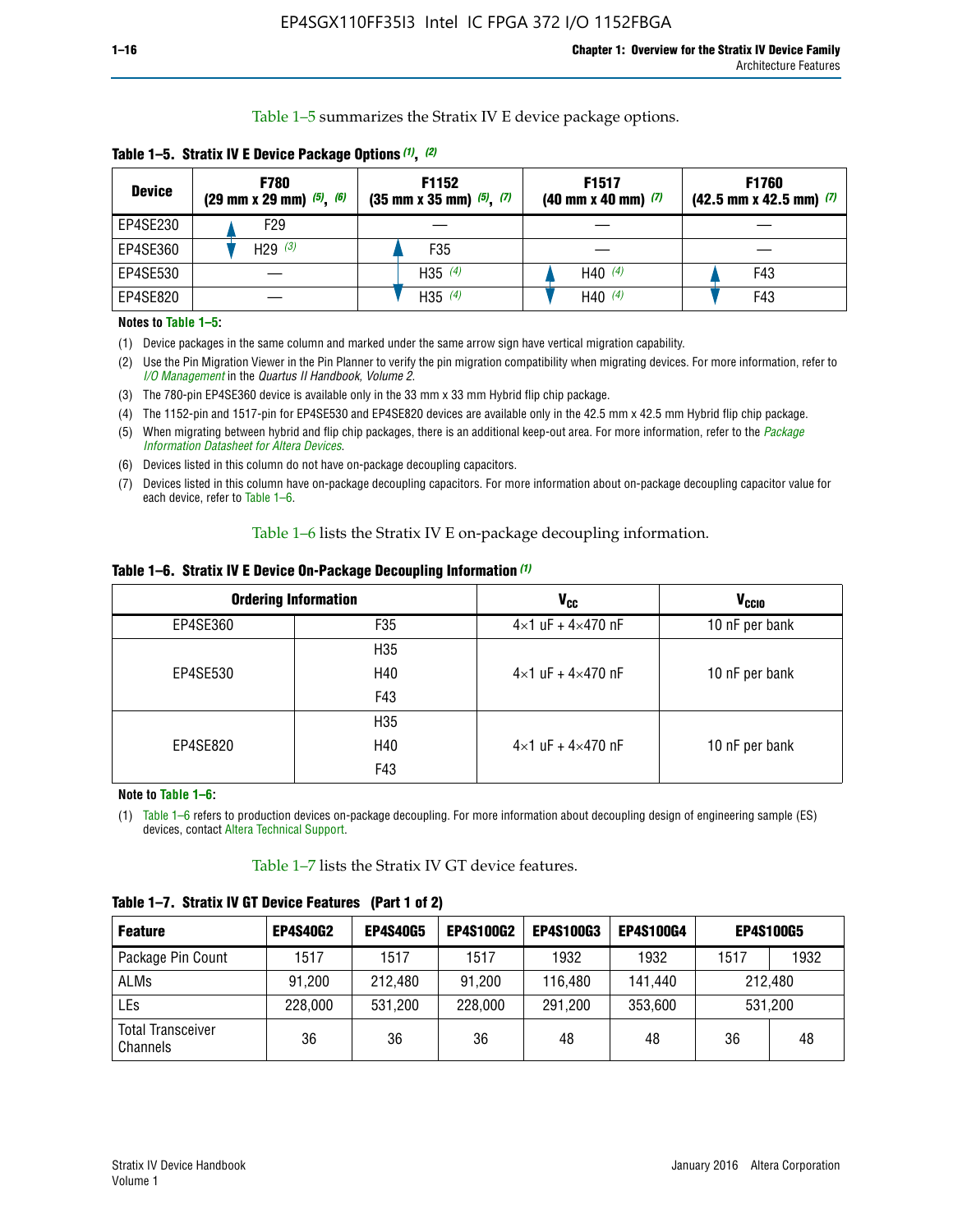Table 1–5 summarizes the Stratix IV E device package options.

**Table 1–5. Stratix IV E Device Package Options (1), (2)**

| Device | F780 (29 mm x 29 mm) (5), (6) | F1152 (35 mm x 35 mm) (5), (7) | F1517 (40 mm x 40 mm) (7) | F1760 (42.5 mm x 42.5 mm) (7) |
|---|---|---|---|---|
| EP4SE230 | F29 | — | — | — |
| EP4SE360 | H29 (3) | F35 | — | — |
| EP4SE530 | — | H35 (4) | H40 (4) | F43 |
| EP4SE820 | — | H35 (4) | H40 (4) | F43 |

**Notes to Table 1–5:**

(1) Device packages in the same column and marked under the same arrow sign have vertical migration capability.

(2) Use the Pin Migration Viewer in the Pin Planner to verify the pin migration compatibility when migrating devices. For more information, refer to *I/O Management* in the *Quartus II Handbook, Volume 2*.

(3) The 780-pin EP4SE360 device is available only in the 33 mm x 33 mm Hybrid flip chip package.

(4) The 1152-pin and 1517-pin for EP4SE530 and EP4SE820 devices are available only in the 42.5 mm x 42.5 mm Hybrid flip chip package.

(5) When migrating between hybrid and flip chip packages, there is an additional keep-out area. For more information, refer to the *Package Information Datasheet for Altera Devices*.

(6) Devices listed in this column do not have on-package decoupling capacitors.

(7) Devices listed in this column have on-package decoupling capacitors. For more information about on-package decoupling capacitor value for each device, refer to Table 1–6.

Table 1–6 lists the Stratix IV E on-package decoupling information.

**Table 1–6. Stratix IV E Device On-Package Decoupling Information (1)**

| Ordering Information | | $V_{CC}$ | $V_{CCIO}$ |
|---|---|---|---|
| EP4SE360 | F35 | 4×1 uF + 4×470 nF | 10 nF per bank |
| EP4SE530 | H35<br>H40<br>F43 | 4×1 uF + 4×470 nF | 10 nF per bank |
| EP4SE820 | H35<br>H40<br>F43 | 4×1 uF + 4×470 nF | 10 nF per bank |

**Note to Table 1–6:**

(1) Table 1–6 refers to production devices on-package decoupling. For more information about decoupling design of engineering sample (ES) devices, contact Altera Technical Support.

Table 1–7 lists the Stratix IV GT device features.

**Table 1–7. Stratix IV GT Device Features (Part 1 of 2)**

| Feature | EP4S40G2 | EP4S40G5 | EP4S100G2 | EP4S100G3 | EP4S100G4 | EP4S100G5 | |
|---|---|---|---|---|---|---|---|
| Package Pin Count | 1517 | 1517 | 1517 | 1932 | 1932 | 1517 | 1932 |
| ALMs | 91,200 | 212,480 | 91,200 | 116,480 | 141,440 | 212,480 | |
| LEs | 228,000 | 531,200 | 228,000 | 291,200 | 353,600 | 531,200 | |
| Total Transceiver Channels | 36 | 36 | 36 | 48 | 48 | 36 | 48 |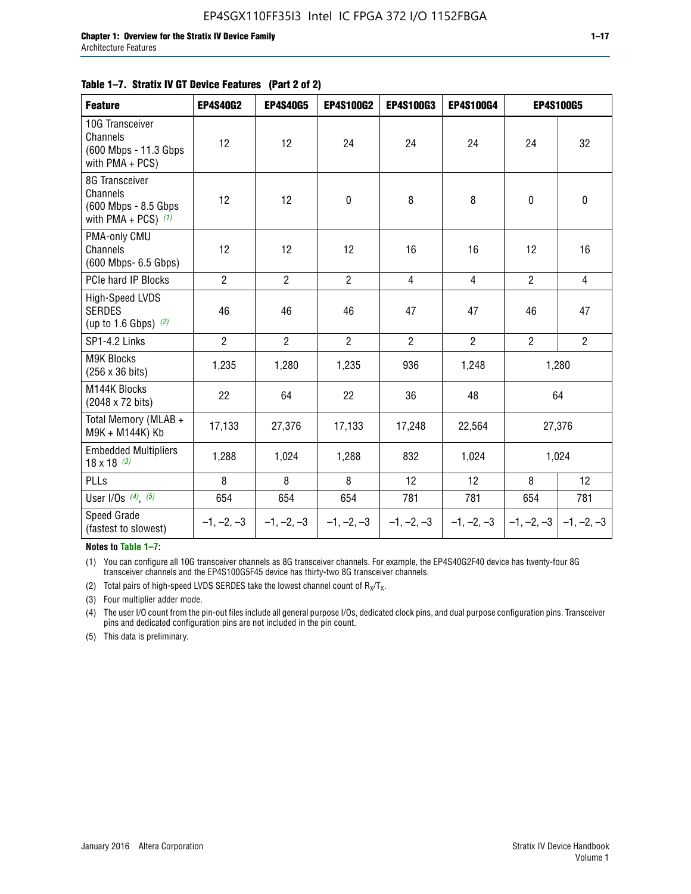**Table 1–7. Stratix IV GT Device Features (Part 2 of 2)**

| Feature | EP4S40G2 | EP4S40G5 | EP4S100G2 | EP4S100G3 | EP4S100G4 | EP4S100G5 | |
|---|---|---|---|---|---|---|---|
| 10G Transceiver Channels (600 Mbps - 11.3 Gbps with PMA + PCS) | 12 | 12 | 24 | 24 | 24 | 24 | 32 |
| 8G Transceiver Channels (600 Mbps - 8.5 Gbps with PMA + PCS) *(1)* | 12 | 12 | 0 | 8 | 8 | 0 | 0 |
| PMA-only CMU Channels (600 Mbps- 6.5 Gbps) | 12 | 12 | 12 | 16 | 16 | 12 | 16 |
| PCIe hard IP Blocks | 2 | 2 | 2 | 4 | 4 | 2 | 4 |
| High-Speed LVDS SERDES (up to 1.6 Gbps) *(2)* | 46 | 46 | 46 | 47 | 47 | 46 | 47 |
| SP1-4.2 Links | 2 | 2 | 2 | 2 | 2 | 2 | 2 |
| M9K Blocks (256 x 36 bits) | 1,235 | 1,280 | 1,235 | 936 | 1,248 | 1,280 | |
| M144K Blocks (2048 x 72 bits) | 22 | 64 | 22 | 36 | 48 | 64 | |
| Total Memory (MLAB + M9K + M144K) Kb | 17,133 | 27,376 | 17,133 | 17,248 | 22,564 | 27,376 | |
| Embedded Multipliers 18 x 18 *(3)* | 1,288 | 1,024 | 1,288 | 832 | 1,024 | 1,024 | |
| PLLs | 8 | 8 | 8 | 12 | 12 | 8 | 12 |
| User I/Os *(4)*, *(5)* | 654 | 654 | 654 | 781 | 781 | 654 | 781 |
| Speed Grade (fastest to slowest) | –1, –2, –3 | –1, –2, –3 | –1, –2, –3 | –1, –2, –3 | –1, –2, –3 | –1, –2, –3 | –1, –2, –3 |

**Notes to Table 1–7:**

(1) You can configure all 10G transceiver channels as 8G transceiver channels. For example, the EP4S40G2F40 device has twenty-four 8G transceiver channels and the EP4S100G5F45 device has thirty-two 8G transceiver channels.

(2) Total pairs of high-speed LVDS SERDES take the lowest channel count of $R_X/T_X$.

(3) Four multiplier adder mode.

(4) The user I/O count from the pin-out files include all general purpose I/Os, dedicated clock pins, and dual purpose configuration pins. Transceiver pins and dedicated configuration pins are not included in the pin count.

(5) This data is preliminary.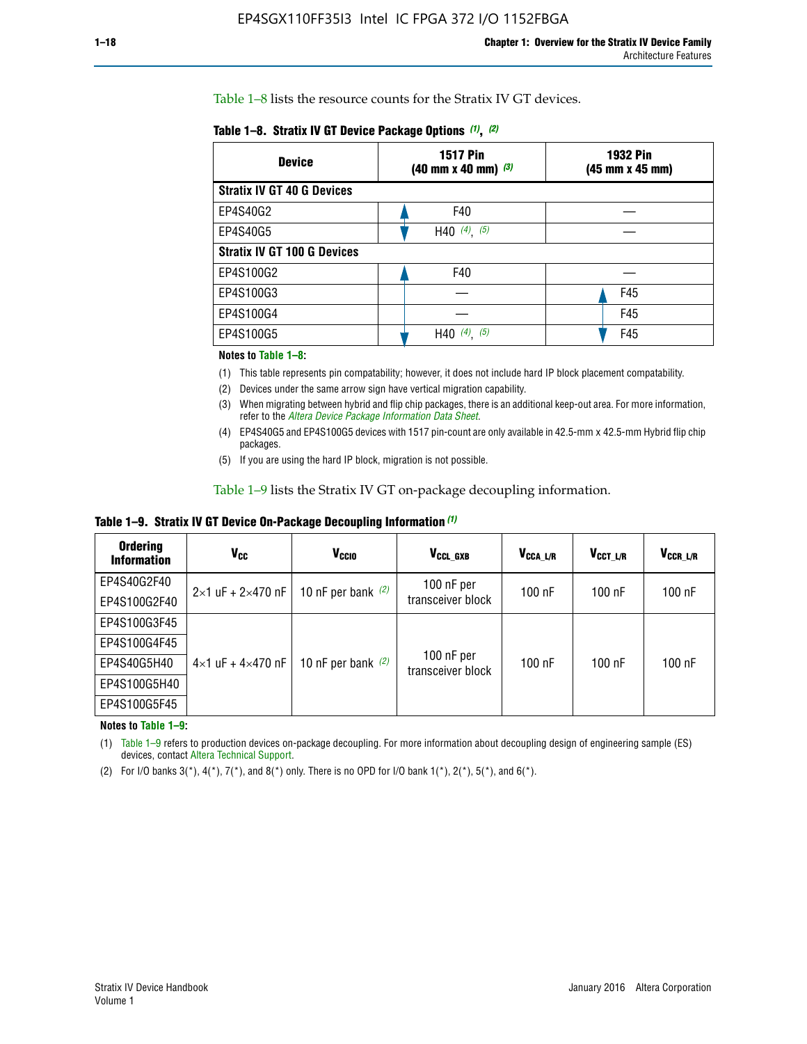Table 1–8 lists the resource counts for the Stratix IV GT devices.

**Table 1–8. Stratix IV GT Device Package Options (1), (2)**

| Device | 1517 Pin (40 mm x 40 mm) (3) | 1932 Pin (45 mm x 45 mm) |
|---|---|---|
| **Stratix IV GT 40 G Devices** | | |
| EP4S40G2 | F40 | — |
| EP4S40G5 | H40 (4), (5) | — |
| **Stratix IV GT 100 G Devices** | | |
| EP4S100G2 | F40 | — |
| EP4S100G3 | — | F45 |
| EP4S100G4 | — | F45 |
| EP4S100G5 | H40 (4), (5) | F45 |

**Notes to Table 1–8:**

(1) This table represents pin compatability; however, it does not include hard IP block placement compatability.

(2) Devices under the same arrow sign have vertical migration capability.

(3) When migrating between hybrid and flip chip packages, there is an additional keep-out area. For more information, refer to the *Altera Device Package Information Data Sheet*.

(4) EP4S40G5 and EP4S100G5 devices with 1517 pin-count are only available in 42.5-mm x 42.5-mm Hybrid flip chip packages.

(5) If you are using the hard IP block, migration is not possible.

Table 1–9 lists the Stratix IV GT on-package decoupling information.

**Table 1–9. Stratix IV GT Device On-Package Decoupling Information (1)**

| Ordering Information | $V_{CC}$ | $V_{CCIO}$ | $V_{CCL\_GXB}$ | $V_{CCA\_L/R}$ | $V_{CCT\_L/R}$ | $V_{CCR\_L/R}$ |
|---|---|---|---|---|---|---|
| EP4S40G2F40 | 2×1 uF + 2×470 nF | 10 nF per bank (2) | 100 nF per transceiver block | 100 nF | 100 nF | 100 nF |
| EP4S100G2F40 | | | | | | |
| EP4S100G3F45 | 4×1 uF + 4×470 nF | 10 nF per bank (2) | 100 nF per transceiver block | 100 nF | 100 nF | 100 nF |
| EP4S100G4F45 | | | | | | |
| EP4S40G5H40 | | | | | | |
| EP4S100G5H40 | | | | | | |
| EP4S100G5F45 | | | | | | |

**Notes to Table 1–9:**

(1) Table 1–9 refers to production devices on-package decoupling. For more information about decoupling design of engineering sample (ES) devices, contact Altera Technical Support.

(2) For I/O banks 3(*), 4(*), 7(*), and 8(*) only. There is no OPD for I/O bank 1(*), 2(*), 5(*), and 6(*).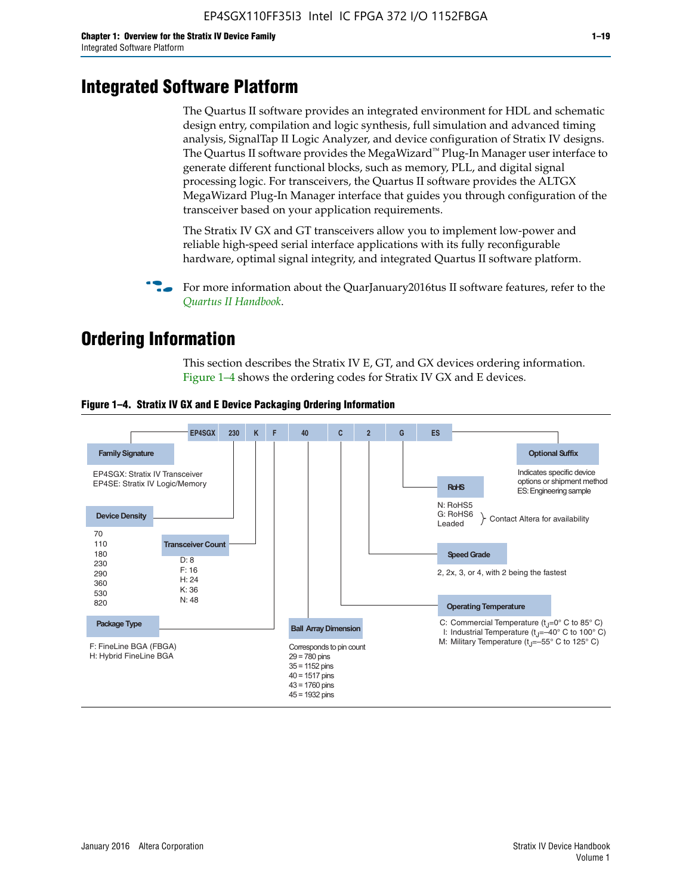# Integrated Software Platform

The Quartus II software provides an integrated environment for HDL and schematic design entry, compilation and logic synthesis, full simulation and advanced timing analysis, SignalTap II Logic Analyzer, and device configuration of Stratix IV designs. The Quartus II software provides the MegaWizard™ Plug-In Manager user interface to generate different functional blocks, such as memory, PLL, and digital signal processing logic. For transceivers, the Quartus II software provides the ALTGX MegaWizard Plug-In Manager interface that guides you through configuration of the transceiver based on your application requirements.

The Stratix IV GX and GT transceivers allow you to implement low-power and reliable high-speed serial interface applications with its fully reconfigurable hardware, optimal signal integrity, and integrated Quartus II software platform.

For more information about the QuarJanuary2016tus II software features, refer to the *Quartus II Handbook*.

# Ordering Information

This section describes the Stratix IV E, GT, and GX devices ordering information. Figure 1–4 shows the ordering codes for Stratix IV GX and E devices.

**Figure 1–4. Stratix IV GX and E Device Packaging Ordering Information**

EP4SGX 230 K F 40 C 2 G ES

**Family Signature**
EP4SGX: Stratix IV Transceiver
EP4SE: Stratix IV Logic/Memory

**Device Density**
70
110
180
230
290
360
530
820

**Transceiver Count**
D: 8
F: 16
H: 24
K: 36
N: 48

**Package Type**
F: FineLine BGA (FBGA)
H: Hybrid FineLine BGA

**Ball Array Dimension**
Corresponds to pin count
29 = 780 pins
35 = 1152 pins
40 = 1517 pins
43 = 1760 pins
45 = 1932 pins

**Operating Temperature**
C: Commercial Temperature ($t_J$=0° C to 85° C)
I: Industrial Temperature ($t_J$=–40° C to 100° C)
M: Military Temperature ($t_J$=–55° C to 125° C)

**Speed Grade**
2, 2x, 3, or 4, with 2 being the fastest

**RoHS**
N: RoHS5
G: RoHS6
Leaded
} Contact Altera for availability

**Optional Suffix**
Indicates specific device options or shipment method
ES: Engineering sample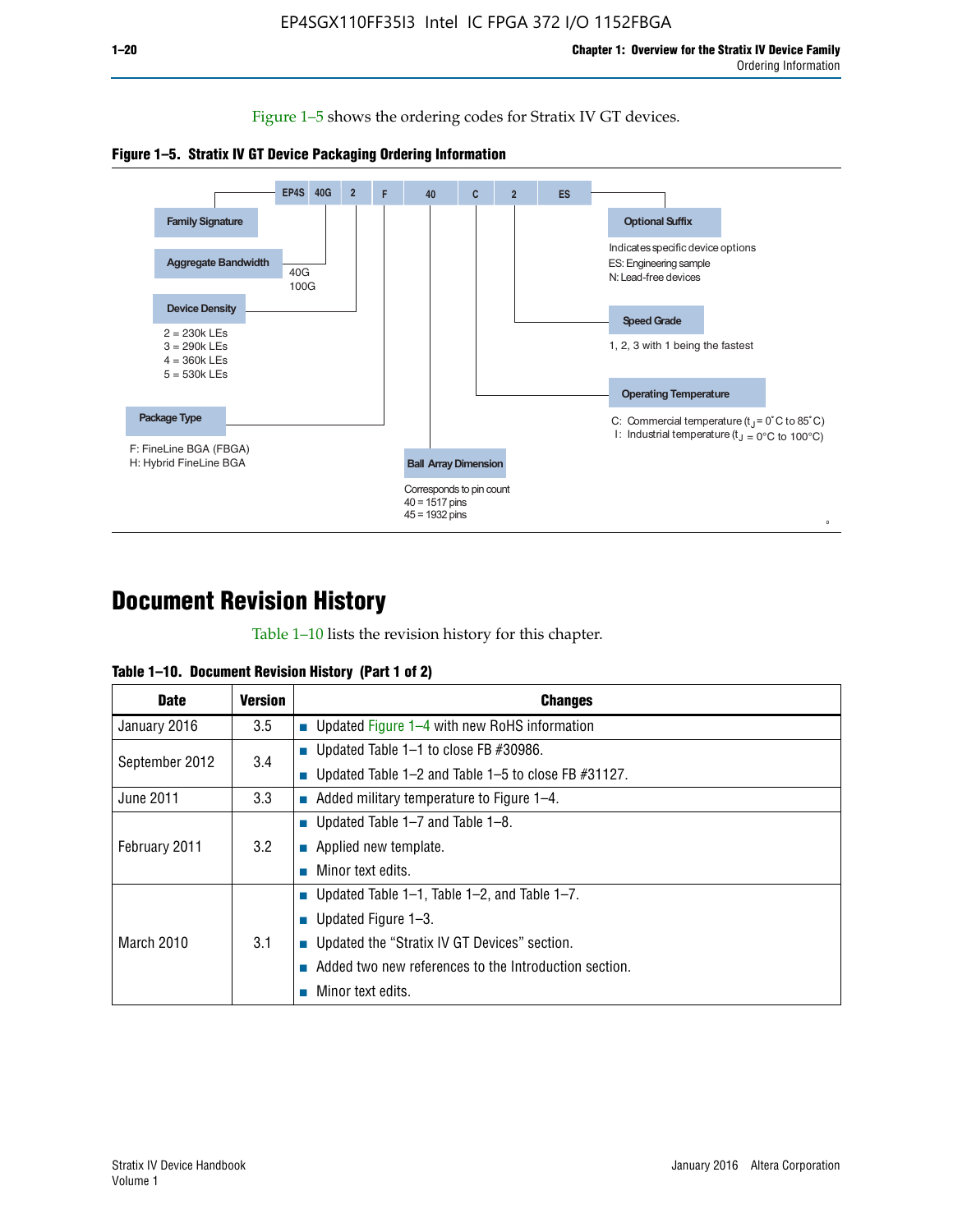Figure 1–5 shows the ordering codes for Stratix IV GT devices.

**Figure 1–5. Stratix IV GT Device Packaging Ordering Information**

EP4S 40G 2 F 40 C 2 ES

- **Family Signature**
- **Aggregate Bandwidth**
  - 40G
  - 100G
- **Device Density**
  - 2 = 230k LEs
  - 3 = 290k LEs
  - 4 = 360k LEs
  - 5 = 530k LEs
- **Package Type**
  - F: FineLine BGA (FBGA)
  - H: Hybrid FineLine BGA
- **Ball Array Dimension**
  - Corresponds to pin count
  - 40 = 1517 pins
  - 45 = 1932 pins
- **Operating Temperature**
  - C: Commercial temperature ($t_J$ = 0°C to 85°C)
  - I: Industrial temperature ($t_J$ = 0°C to 100°C)
- **Speed Grade**
  - 1, 2, 3 with 1 being the fastest
- **Optional Suffix**
  - Indicates specific device options
  - ES: Engineering sample
  - N: Lead-free devices

# Document Revision History

Table 1–10 lists the revision history for this chapter.

**Table 1–10. Document Revision History (Part 1 of 2)**

| Date | Version | Changes |
|---|---|---|
| January 2016 | 3.5 | ■ Updated Figure 1–4 with new RoHS information |
| September 2012 | 3.4 | ■ Updated Table 1–1 to close FB #30986.<br>■ Updated Table 1–2 and Table 1–5 to close FB #31127. |
| June 2011 | 3.3 | ■ Added military temperature to Figure 1–4. |
| February 2011 | 3.2 | ■ Updated Table 1–7 and Table 1–8.<br>■ Applied new template.<br>■ Minor text edits. |
| March 2010 | 3.1 | ■ Updated Table 1–1, Table 1–2, and Table 1–7.<br>■ Updated Figure 1–3.<br>■ Updated the "Stratix IV GT Devices" section.<br>■ Added two new references to the Introduction section.<br>■ Minor text edits. |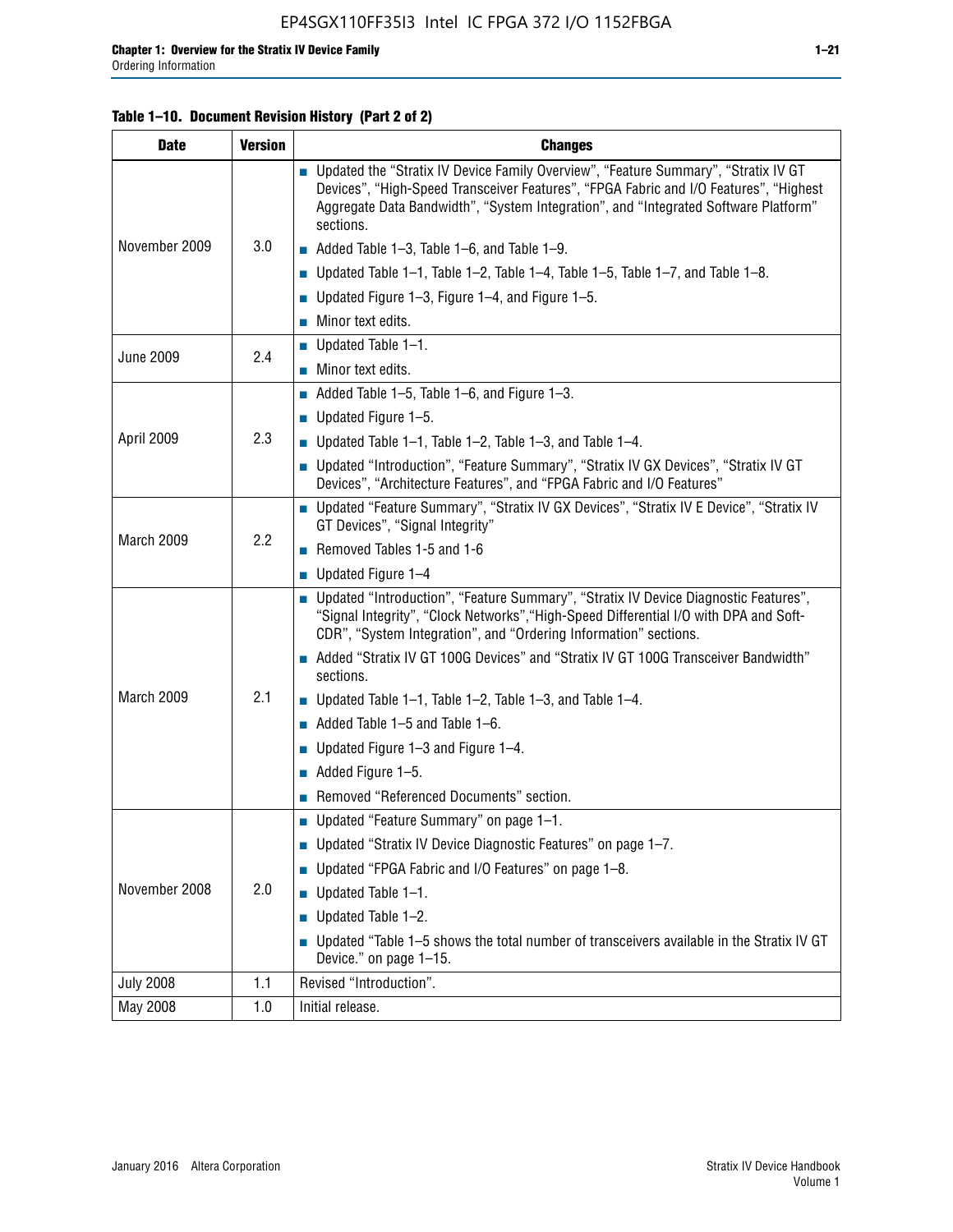**Table 1–10. Document Revision History (Part 2 of 2)**

| Date | Version | Changes |
|---|---|---|
| November 2009 | 3.0 | ■ Updated the "Stratix IV Device Family Overview", "Feature Summary", "Stratix IV GT Devices", "High-Speed Transceiver Features", "FPGA Fabric and I/O Features", "Highest Aggregate Data Bandwidth", "System Integration", and "Integrated Software Platform" sections.<br>■ Added Table 1–3, Table 1–6, and Table 1–9.<br>■ Updated Table 1–1, Table 1–2, Table 1–4, Table 1–5, Table 1–7, and Table 1–8.<br>■ Updated Figure 1–3, Figure 1–4, and Figure 1–5.<br>■ Minor text edits. |
| June 2009 | 2.4 | ■ Updated Table 1–1.<br>■ Minor text edits. |
| April 2009 | 2.3 | ■ Added Table 1–5, Table 1–6, and Figure 1–3.<br>■ Updated Figure 1–5.<br>■ Updated Table 1–1, Table 1–2, Table 1–3, and Table 1–4.<br>■ Updated "Introduction", "Feature Summary", "Stratix IV GX Devices", "Stratix IV GT Devices", "Architecture Features", and "FPGA Fabric and I/O Features" |
| March 2009 | 2.2 | ■ Updated "Feature Summary", "Stratix IV GX Devices", "Stratix IV E Device", "Stratix IV GT Devices", "Signal Integrity"<br>■ Removed Tables 1-5 and 1-6<br>■ Updated Figure 1–4 |
| March 2009 | 2.1 | ■ Updated "Introduction", "Feature Summary", "Stratix IV Device Diagnostic Features", "Signal Integrity", "Clock Networks","High-Speed Differential I/O with DPA and Soft-CDR", "System Integration", and "Ordering Information" sections.<br>■ Added "Stratix IV GT 100G Devices" and "Stratix IV GT 100G Transceiver Bandwidth" sections.<br>■ Updated Table 1–1, Table 1–2, Table 1–3, and Table 1–4.<br>■ Added Table 1–5 and Table 1–6.<br>■ Updated Figure 1–3 and Figure 1–4.<br>■ Added Figure 1–5.<br>■ Removed "Referenced Documents" section. |
| November 2008 | 2.0 | ■ Updated "Feature Summary" on page 1–1.<br>■ Updated "Stratix IV Device Diagnostic Features" on page 1–7.<br>■ Updated "FPGA Fabric and I/O Features" on page 1–8.<br>■ Updated Table 1–1.<br>■ Updated Table 1–2.<br>■ Updated "Table 1–5 shows the total number of transceivers available in the Stratix IV GT Device." on page 1–15. |
| July 2008 | 1.1 | Revised "Introduction". |
| May 2008 | 1.0 | Initial release. |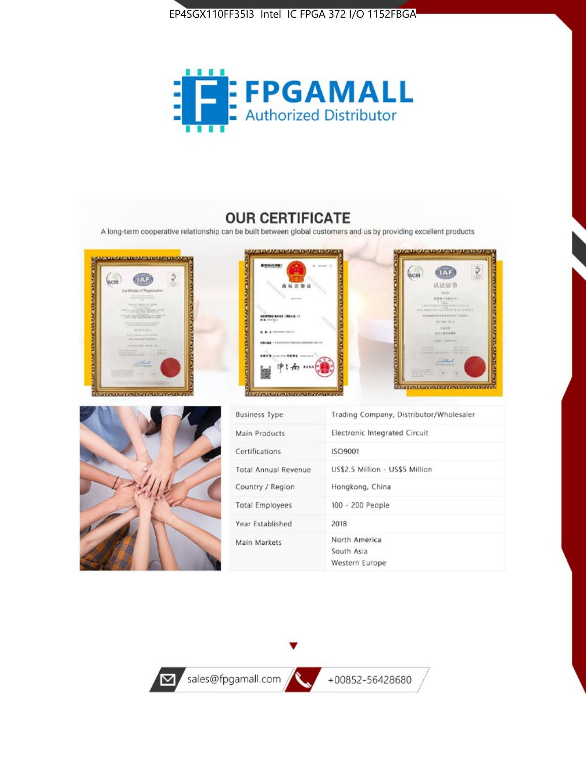**FPGAMALL**
Authorized Distributor

# OUR CERTIFICATE

A long-term cooperative relationship can be built between global customers and us by providing excellent products

| | |
|---|---|
| Business Type | Trading Company, Distributor/Wholesaler |
| Main Products | Electronic Integrated Circuit |
| Certifications | ISO9001 |
| Total Annual Revenue | US$2.5 Million - US$5 Million |
| Country / Region | Hongkong, China |
| Total Employees | 100 - 200 People |
| Year Established | 2018 |
| Main Markets | North America<br>South Asia<br>Western Europe |

sales@fpgamall.com

+00852-56428680